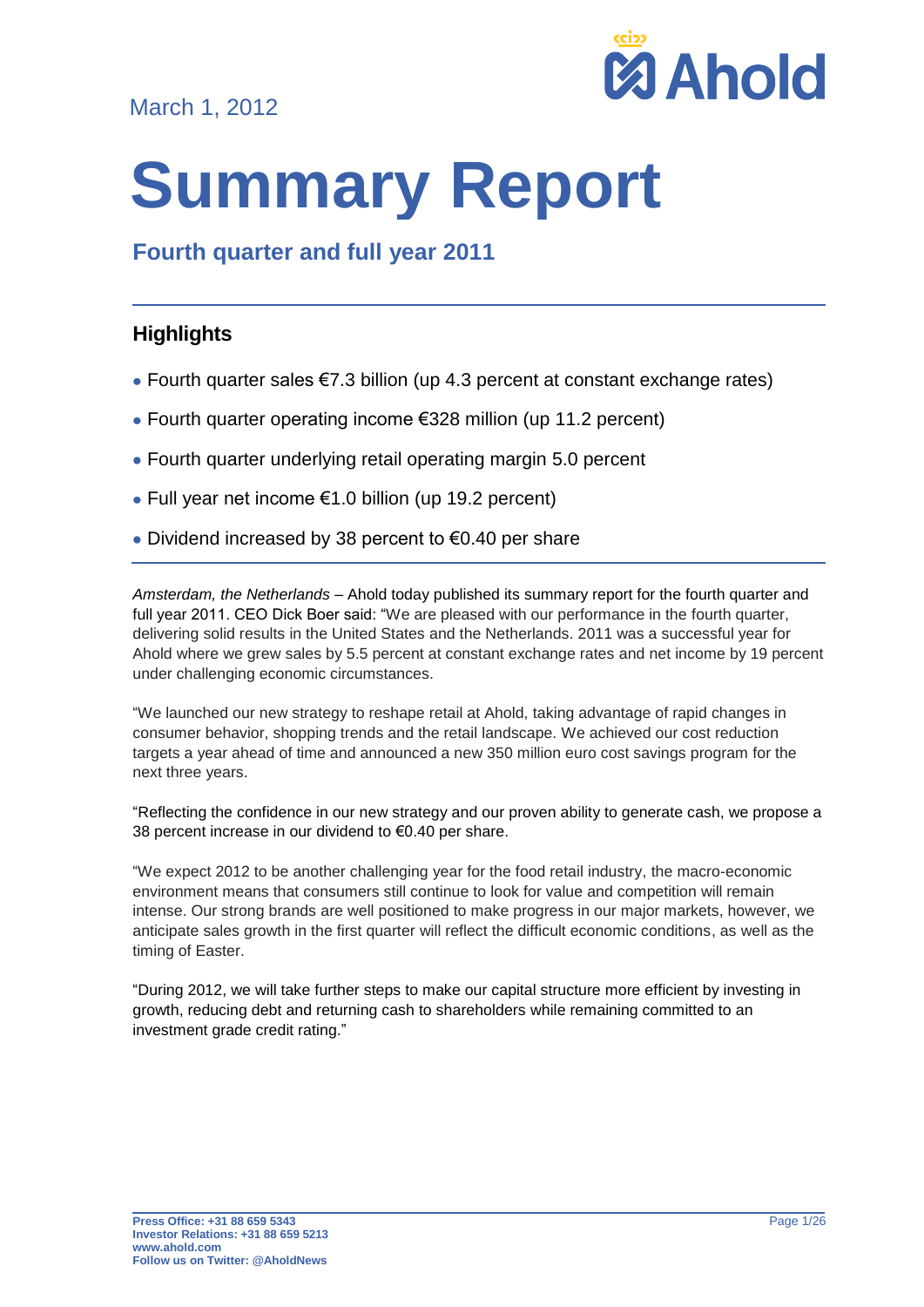March 1, 2012

# Summary Report

## Fourth quarter and full year 2011

### Highlights

- Fourth quarter sales €7.3 billion (up 4.3 percent at constant exchange rates)
- Fourth quarter operating income €328 million (up 11.2 percent)
- Fourth quarter underlying retail operating margin 5.0 percent
- Full year net income €1.0 billion (up 19.2 percent)
- Dividend increased by 38 percent to €0.40 per share

*Amsterdam, the Netherlands* – Ahold today published its summary report for the fourth quarter and full year 2011. CEO Dick Boer said: "We are pleased with our performance in the fourth quarter, delivering solid results in the United States and the Netherlands. 2011 was a successful year for Ahold where we grew sales by 5.5 percent at constant exchange rates and net income by 19 percent under challenging economic circumstances.

"We launched our new strategy to reshape retail at Ahold, taking advantage of rapid changes in consumer behavior, shopping trends and the retail landscape. We achieved our cost reduction targets a year ahead of time and announced a new 350 million euro cost savings program for the next three years.

"Reflecting the confidence in our new strategy and our proven ability to generate cash, we propose a 38 percent increase in our dividend to €0.40 per share.

"We expect 2012 to be another challenging year for the food retail industry, the macro-economic environment means that consumers still continue to look for value and competition will remain intense. Our strong brands are well positioned to make progress in our major markets, however, we anticipate sales growth in the first quarter will reflect the difficult economic conditions, as well as the timing of Easter.

"During 2012, we will take further steps to make our capital structure more efficient by investing in growth, reducing debt and returning cash to shareholders while remaining committed to an investment grade credit rating."

**Press Office: +31 88 659 5343**
**Investor Relations: +31 88 659 5213**
**www.ahold.com**
**Follow us on Twitter: @AholdNews**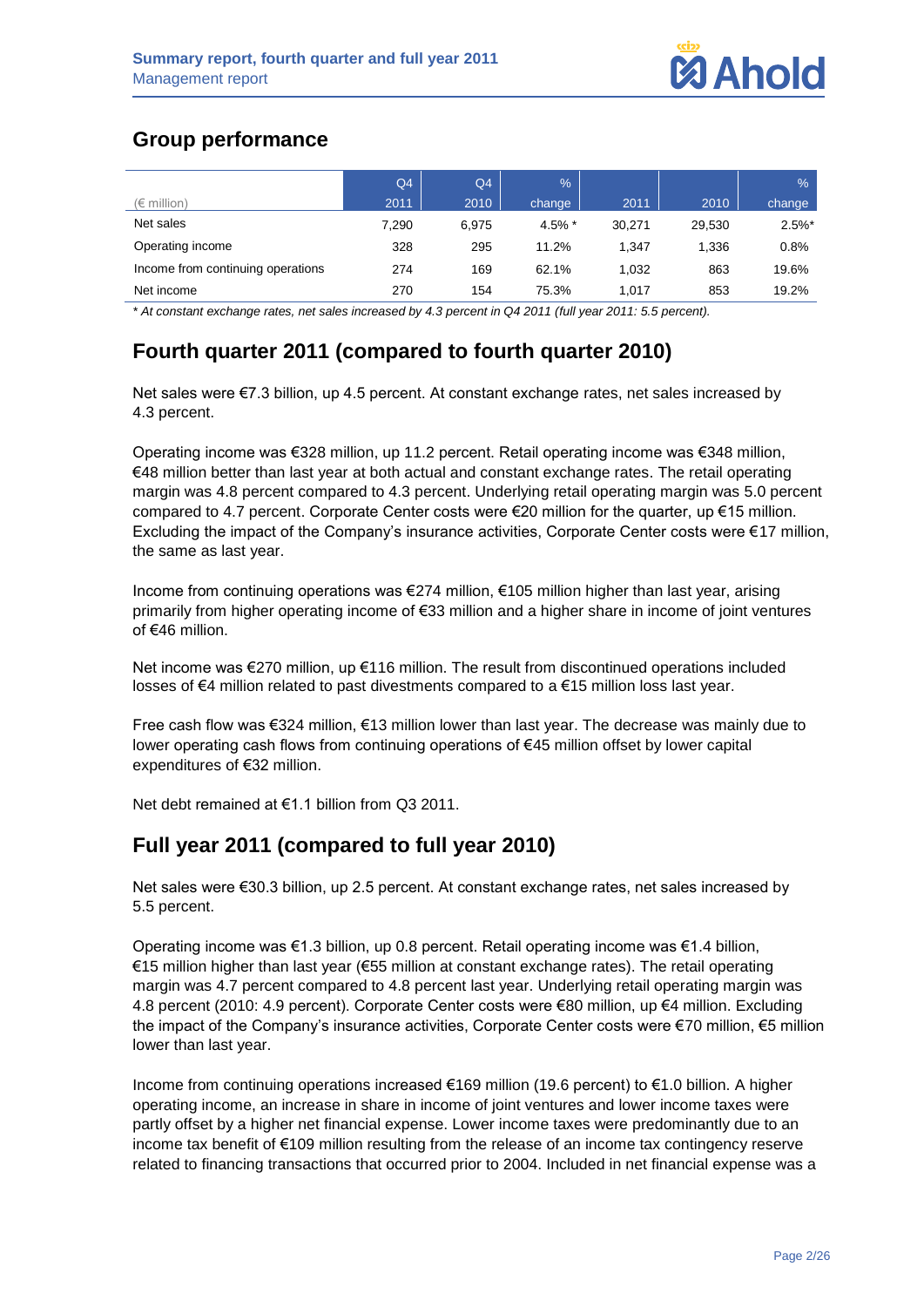## Group performance

| (€ million) | Q4 2011 | Q4 2010 | % change | 2011 | 2010 | % change |
|---|---|---|---|---|---|---|
| Net sales | 7,290 | 6,975 | 4.5% * | 30,271 | 29,530 | 2.5%* |
| Operating income | 328 | 295 | 11.2% | 1,347 | 1,336 | 0.8% |
| Income from continuing operations | 274 | 169 | 62.1% | 1,032 | 863 | 19.6% |
| Net income | 270 | 154 | 75.3% | 1,017 | 853 | 19.2% |

*\* At constant exchange rates, net sales increased by 4.3 percent in Q4 2011 (full year 2011: 5.5 percent).*

## Fourth quarter 2011 (compared to fourth quarter 2010)

Net sales were €7.3 billion, up 4.5 percent. At constant exchange rates, net sales increased by 4.3 percent.

Operating income was €328 million, up 11.2 percent. Retail operating income was €348 million, €48 million better than last year at both actual and constant exchange rates. The retail operating margin was 4.8 percent compared to 4.3 percent. Underlying retail operating margin was 5.0 percent compared to 4.7 percent. Corporate Center costs were €20 million for the quarter, up €15 million. Excluding the impact of the Company's insurance activities, Corporate Center costs were €17 million, the same as last year.

Income from continuing operations was €274 million, €105 million higher than last year, arising primarily from higher operating income of €33 million and a higher share in income of joint ventures of €46 million.

Net income was €270 million, up €116 million. The result from discontinued operations included losses of €4 million related to past divestments compared to a €15 million loss last year.

Free cash flow was €324 million, €13 million lower than last year. The decrease was mainly due to lower operating cash flows from continuing operations of €45 million offset by lower capital expenditures of €32 million.

Net debt remained at €1.1 billion from Q3 2011.

## Full year 2011 (compared to full year 2010)

Net sales were €30.3 billion, up 2.5 percent. At constant exchange rates, net sales increased by 5.5 percent.

Operating income was €1.3 billion, up 0.8 percent. Retail operating income was €1.4 billion, €15 million higher than last year (€55 million at constant exchange rates). The retail operating margin was 4.7 percent compared to 4.8 percent last year. Underlying retail operating margin was 4.8 percent (2010: 4.9 percent). Corporate Center costs were €80 million, up €4 million. Excluding the impact of the Company's insurance activities, Corporate Center costs were €70 million, €5 million lower than last year.

Income from continuing operations increased €169 million (19.6 percent) to €1.0 billion. A higher operating income, an increase in share in income of joint ventures and lower income taxes were partly offset by a higher net financial expense. Lower income taxes were predominantly due to an income tax benefit of €109 million resulting from the release of an income tax contingency reserve related to financing transactions that occurred prior to 2004. Included in net financial expense was a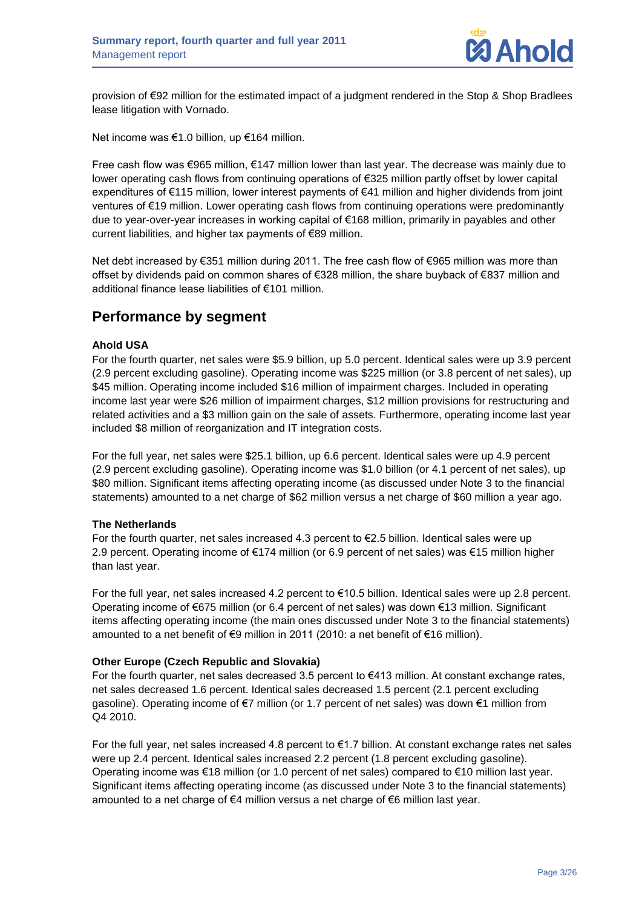provision of €92 million for the estimated impact of a judgment rendered in the Stop & Shop Bradlees lease litigation with Vornado.

Net income was €1.0 billion, up €164 million.

Free cash flow was €965 million, €147 million lower than last year. The decrease was mainly due to lower operating cash flows from continuing operations of €325 million partly offset by lower capital expenditures of €115 million, lower interest payments of €41 million and higher dividends from joint ventures of €19 million. Lower operating cash flows from continuing operations were predominantly due to year-over-year increases in working capital of €168 million, primarily in payables and other current liabilities, and higher tax payments of €89 million.

Net debt increased by €351 million during 2011. The free cash flow of €965 million was more than offset by dividends paid on common shares of €328 million, the share buyback of €837 million and additional finance lease liabilities of €101 million.

## Performance by segment

**Ahold USA**

For the fourth quarter, net sales were $5.9 billion, up 5.0 percent. Identical sales were up 3.9 percent (2.9 percent excluding gasoline). Operating income was $225 million (or 3.8 percent of net sales), up $45 million. Operating income included $16 million of impairment charges. Included in operating income last year were $26 million of impairment charges, $12 million provisions for restructuring and related activities and a $3 million gain on the sale of assets. Furthermore, operating income last year included $8 million of reorganization and IT integration costs.

For the full year, net sales were $25.1 billion, up 6.6 percent. Identical sales were up 4.9 percent (2.9 percent excluding gasoline). Operating income was $1.0 billion (or 4.1 percent of net sales), up $80 million. Significant items affecting operating income (as discussed under Note 3 to the financial statements) amounted to a net charge of $62 million versus a net charge of $60 million a year ago.

**The Netherlands**

For the fourth quarter, net sales increased 4.3 percent to €2.5 billion. Identical sales were up 2.9 percent. Operating income of €174 million (or 6.9 percent of net sales) was €15 million higher than last year.

For the full year, net sales increased 4.2 percent to €10.5 billion. Identical sales were up 2.8 percent. Operating income of €675 million (or 6.4 percent of net sales) was down €13 million. Significant items affecting operating income (the main ones discussed under Note 3 to the financial statements) amounted to a net benefit of €9 million in 2011 (2010: a net benefit of €16 million).

**Other Europe (Czech Republic and Slovakia)**

For the fourth quarter, net sales decreased 3.5 percent to €413 million. At constant exchange rates, net sales decreased 1.6 percent. Identical sales decreased 1.5 percent (2.1 percent excluding gasoline). Operating income of €7 million (or 1.7 percent of net sales) was down €1 million from Q4 2010.

For the full year, net sales increased 4.8 percent to €1.7 billion. At constant exchange rates net sales were up 2.4 percent. Identical sales increased 2.2 percent (1.8 percent excluding gasoline). Operating income was €18 million (or 1.0 percent of net sales) compared to €10 million last year. Significant items affecting operating income (as discussed under Note 3 to the financial statements) amounted to a net charge of €4 million versus a net charge of €6 million last year.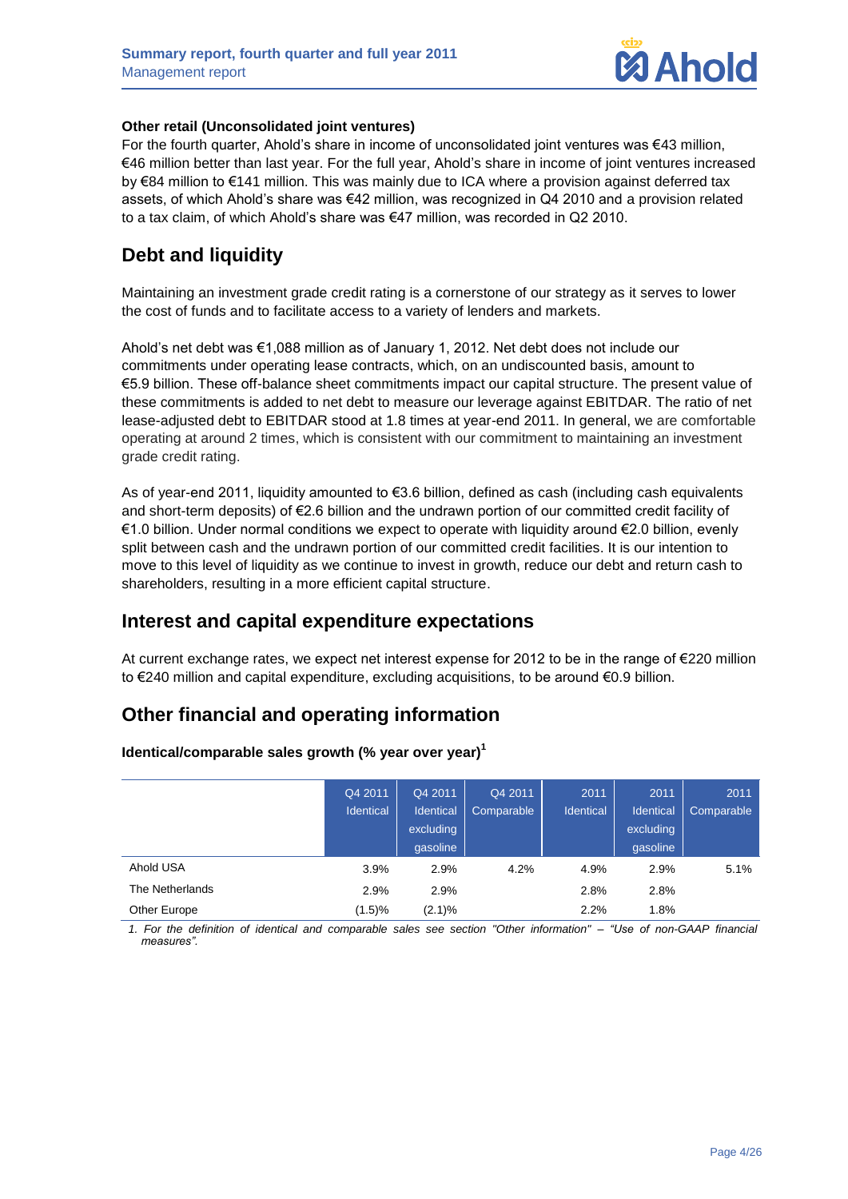**Other retail (Unconsolidated joint ventures)**

For the fourth quarter, Ahold's share in income of unconsolidated joint ventures was €43 million, €46 million better than last year. For the full year, Ahold's share in income of joint ventures increased by €84 million to €141 million. This was mainly due to ICA where a provision against deferred tax assets, of which Ahold's share was €42 million, was recognized in Q4 2010 and a provision related to a tax claim, of which Ahold's share was €47 million, was recorded in Q2 2010.

## Debt and liquidity

Maintaining an investment grade credit rating is a cornerstone of our strategy as it serves to lower the cost of funds and to facilitate access to a variety of lenders and markets.

Ahold's net debt was €1,088 million as of January 1, 2012. Net debt does not include our commitments under operating lease contracts, which, on an undiscounted basis, amount to €5.9 billion. These off-balance sheet commitments impact our capital structure. The present value of these commitments is added to net debt to measure our leverage against EBITDAR. The ratio of net lease-adjusted debt to EBITDAR stood at 1.8 times at year-end 2011. In general, we are comfortable operating at around 2 times, which is consistent with our commitment to maintaining an investment grade credit rating.

As of year-end 2011, liquidity amounted to €3.6 billion, defined as cash (including cash equivalents and short-term deposits) of €2.6 billion and the undrawn portion of our committed credit facility of €1.0 billion. Under normal conditions we expect to operate with liquidity around €2.0 billion, evenly split between cash and the undrawn portion of our committed credit facilities. It is our intention to move to this level of liquidity as we continue to invest in growth, reduce our debt and return cash to shareholders, resulting in a more efficient capital structure.

## Interest and capital expenditure expectations

At current exchange rates, we expect net interest expense for 2012 to be in the range of €220 million to €240 million and capital expenditure, excluding acquisitions, to be around €0.9 billion.

## Other financial and operating information

**Identical/comparable sales growth (% year over year)[1]**

| | Q4 2011 Identical | Q4 2011 Identical excluding gasoline | Q4 2011 Comparable | 2011 Identical | 2011 Identical excluding gasoline | 2011 Comparable |
|---|---|---|---|---|---|---|
| Ahold USA | 3.9% | 2.9% | 4.2% | 4.9% | 2.9% | 5.1% |
| The Netherlands | 2.9% | 2.9% | | 2.8% | 2.8% | |
| Other Europe | (1.5)% | (2.1)% | | 2.2% | 1.8% | |

*1. For the definition of identical and comparable sales see section "Other information" – "Use of non-GAAP financial measures".*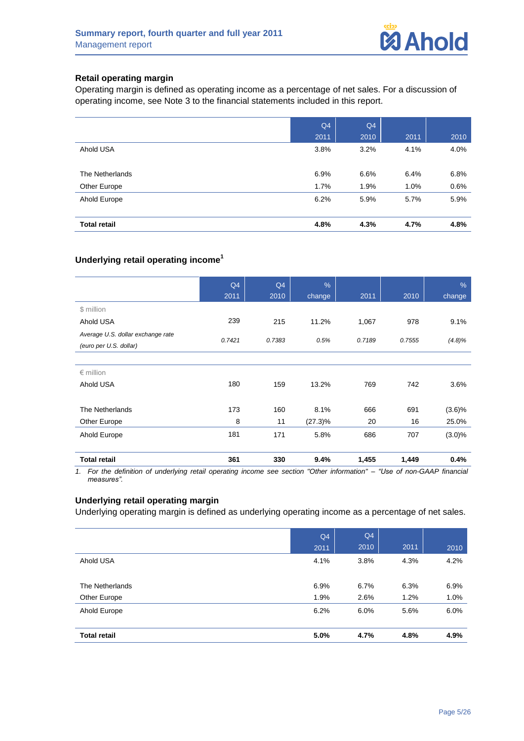## Retail operating margin

Operating margin is defined as operating income as a percentage of net sales. For a discussion of operating income, see Note 3 to the financial statements included in this report.

| | Q4 2011 | Q4 2010 | 2011 | 2010 |
|---|---|---|---|---|
| Ahold USA | 3.8% | 3.2% | 4.1% | 4.0% |
| | | | | |
| The Netherlands | 6.9% | 6.6% | 6.4% | 6.8% |
| Other Europe | 1.7% | 1.9% | 1.0% | 0.6% |
| Ahold Europe | 6.2% | 5.9% | 5.7% | 5.9% |
| | | | | |
| **Total retail** | **4.8%** | **4.3%** | **4.7%** | **4.8%** |

## Underlying retail operating income[1]

| | Q4 2011 | Q4 2010 | % change | 2011 | 2010 | % change |
|---|---|---|---|---|---|---|
| $ million | | | | | | |
| Ahold USA | 239 | 215 | 11.2% | 1,067 | 978 | 9.1% |
| *Average U.S. dollar exchange rate (euro per U.S. dollar)* | *0.7421* | *0.7383* | *0.5%* | *0.7189* | *0.7555* | *(4.8)%* |
| | | | | | | |
| € million | | | | | | |
| Ahold USA | 180 | 159 | 13.2% | 769 | 742 | 3.6% |
| | | | | | | |
| The Netherlands | 173 | 160 | 8.1% | 666 | 691 | (3.6)% |
| Other Europe | 8 | 11 | (27.3)% | 20 | 16 | 25.0% |
| Ahold Europe | 181 | 171 | 5.8% | 686 | 707 | (3.0)% |
| | | | | | | |
| **Total retail** | **361** | **330** | **9.4%** | **1,455** | **1,449** | **0.4%** |

1. *For the definition of underlying retail operating income see section "Other information" – "Use of non-GAAP financial measures".*

## Underlying retail operating margin

Underlying operating margin is defined as underlying operating income as a percentage of net sales.

| | Q4 2011 | Q4 2010 | 2011 | 2010 |
|---|---|---|---|---|
| Ahold USA | 4.1% | 3.8% | 4.3% | 4.2% |
| | | | | |
| The Netherlands | 6.9% | 6.7% | 6.3% | 6.9% |
| Other Europe | 1.9% | 2.6% | 1.2% | 1.0% |
| Ahold Europe | 6.2% | 6.0% | 5.6% | 6.0% |
| | | | | |
| **Total retail** | **5.0%** | **4.7%** | **4.8%** | **4.9%** |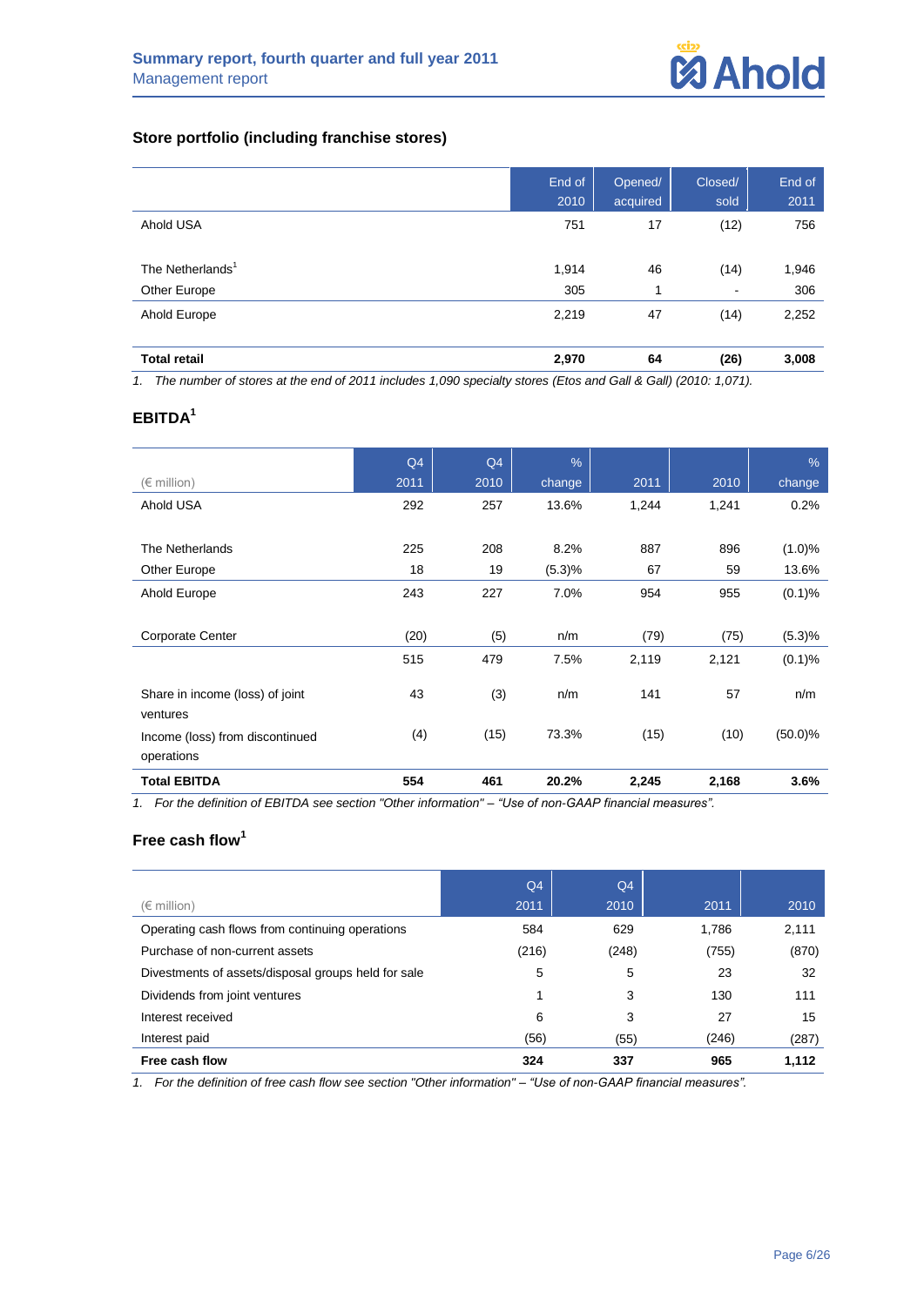### Store portfolio (including franchise stores)

| | End of 2010 | Opened/ acquired | Closed/ sold | End of 2011 |
|---|---|---|---|---|
| Ahold USA | 751 | 17 | (12) | 756 |
| The Netherlands[1] | 1,914 | 46 | (14) | 1,946 |
| Other Europe | 305 | 1 | - | 306 |
| Ahold Europe | 2,219 | 47 | (14) | 2,252 |
| **Total retail** | **2,970** | **64** | **(26)** | **3,008** |

*1. The number of stores at the end of 2011 includes 1,090 specialty stores (Etos and Gall & Gall) (2010: 1,071).*

### EBITDA[1]

| (€ million) | Q4 2011 | Q4 2010 | % change | 2011 | 2010 | % change |
|---|---|---|---|---|---|---|
| Ahold USA | 292 | 257 | 13.6% | 1,244 | 1,241 | 0.2% |
| The Netherlands | 225 | 208 | 8.2% | 887 | 896 | (1.0)% |
| Other Europe | 18 | 19 | (5.3)% | 67 | 59 | 13.6% |
| Ahold Europe | 243 | 227 | 7.0% | 954 | 955 | (0.1)% |
| Corporate Center | (20) | (5) | n/m | (79) | (75) | (5.3)% |
| | 515 | 479 | 7.5% | 2,119 | 2,121 | (0.1)% |
| Share in income (loss) of joint ventures | 43 | (3) | n/m | 141 | 57 | n/m |
| Income (loss) from discontinued operations | (4) | (15) | 73.3% | (15) | (10) | (50.0)% |
| **Total EBITDA** | **554** | **461** | **20.2%** | **2,245** | **2,168** | **3.6%** |

*1. For the definition of EBITDA see section "Other information" – "Use of non-GAAP financial measures".*

### Free cash flow[1]

| (€ million) | Q4 2011 | Q4 2010 | 2011 | 2010 |
|---|---|---|---|---|
| Operating cash flows from continuing operations | 584 | 629 | 1,786 | 2,111 |
| Purchase of non-current assets | (216) | (248) | (755) | (870) |
| Divestments of assets/disposal groups held for sale | 5 | 5 | 23 | 32 |
| Dividends from joint ventures | 1 | 3 | 130 | 111 |
| Interest received | 6 | 3 | 27 | 15 |
| Interest paid | (56) | (55) | (246) | (287) |
| **Free cash flow** | **324** | **337** | **965** | **1,112** |

*1. For the definition of free cash flow see section "Other information" – "Use of non-GAAP financial measures".*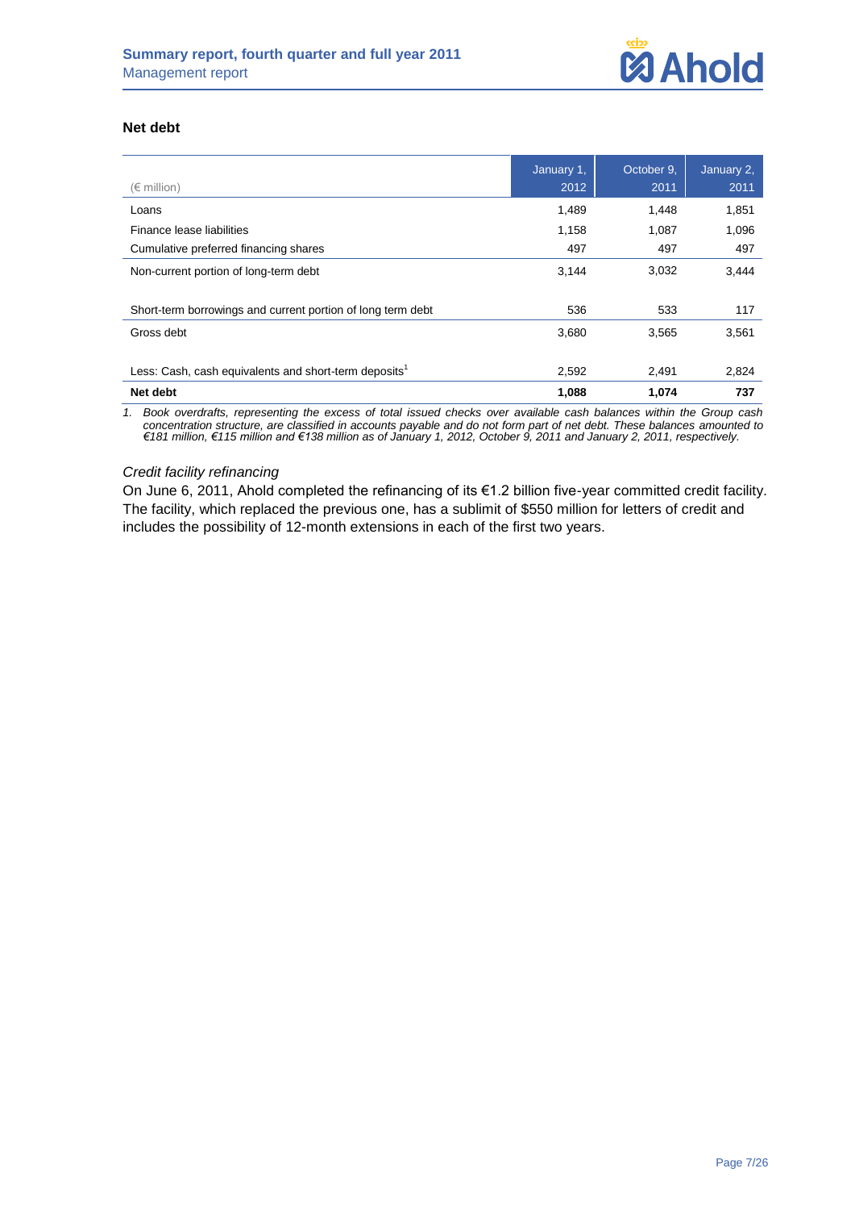## Net debt

| (€ million) | January 1, 2012 | October 9, 2011 | January 2, 2011 |
|---|---|---|---|
| Loans | 1,489 | 1,448 | 1,851 |
| Finance lease liabilities | 1,158 | 1,087 | 1,096 |
| Cumulative preferred financing shares | 497 | 497 | 497 |
| Non-current portion of long-term debt | 3,144 | 3,032 | 3,444 |
| Short-term borrowings and current portion of long term debt | 536 | 533 | 117 |
| Gross debt | 3,680 | 3,565 | 3,561 |
| Less: Cash, cash equivalents and short-term deposits[1] | 2,592 | 2,491 | 2,824 |
| **Net debt** | **1,088** | **1,074** | **737** |

1. *Book overdrafts, representing the excess of total issued checks over available cash balances within the Group cash concentration structure, are classified in accounts payable and do not form part of net debt. These balances amounted to €181 million, €115 million and €138 million as of January 1, 2012, October 9, 2011 and January 2, 2011, respectively.*

*Credit facility refinancing*

On June 6, 2011, Ahold completed the refinancing of its €1.2 billion five-year committed credit facility. The facility, which replaced the previous one, has a sublimit of $550 million for letters of credit and includes the possibility of 12-month extensions in each of the first two years.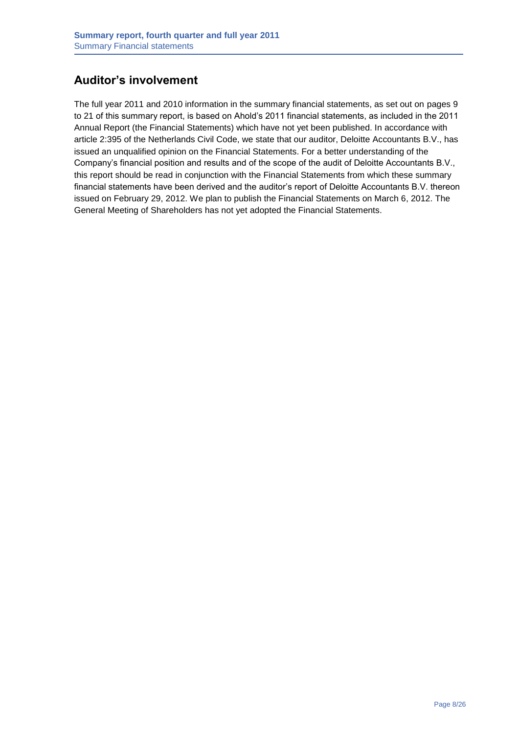## Auditor's involvement

The full year 2011 and 2010 information in the summary financial statements, as set out on pages 9 to 21 of this summary report, is based on Ahold's 2011 financial statements, as included in the 2011 Annual Report (the Financial Statements) which have not yet been published. In accordance with article 2:395 of the Netherlands Civil Code, we state that our auditor, Deloitte Accountants B.V., has issued an unqualified opinion on the Financial Statements. For a better understanding of the Company's financial position and results and of the scope of the audit of Deloitte Accountants B.V., this report should be read in conjunction with the Financial Statements from which these summary financial statements have been derived and the auditor's report of Deloitte Accountants B.V. thereon issued on February 29, 2012. We plan to publish the Financial Statements on March 6, 2012. The General Meeting of Shareholders has not yet adopted the Financial Statements.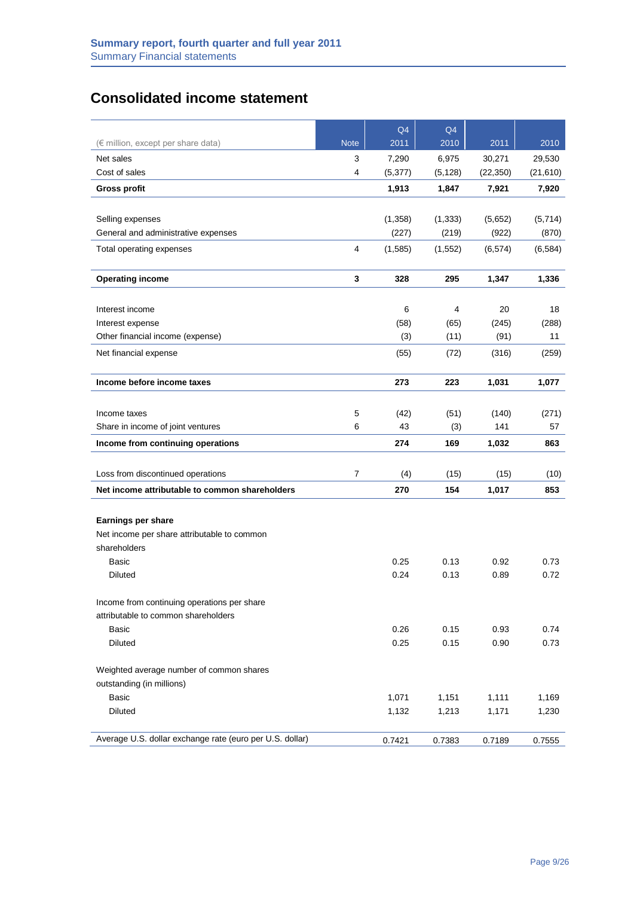**Summary report, fourth quarter and full year 2011**
Summary Financial statements

## Consolidated income statement

| (€ million, except per share data) | Note | Q4 2011 | Q4 2010 | 2011 | 2010 |
|---|---|---|---|---|---|
| Net sales | 3 | 7,290 | 6,975 | 30,271 | 29,530 |
| Cost of sales | 4 | (5,377) | (5,128) | (22,350) | (21,610) |
| **Gross profit** | | **1,913** | **1,847** | **7,921** | **7,920** |
| | | | | | |
| Selling expenses | | (1,358) | (1,333) | (5,652) | (5,714) |
| General and administrative expenses | | (227) | (219) | (922) | (870) |
| Total operating expenses | 4 | (1,585) | (1,552) | (6,574) | (6,584) |
| | | | | | |
| **Operating income** | **3** | **328** | **295** | **1,347** | **1,336** |
| | | | | | |
| Interest income | | 6 | 4 | 20 | 18 |
| Interest expense | | (58) | (65) | (245) | (288) |
| Other financial income (expense) | | (3) | (11) | (91) | 11 |
| Net financial expense | | (55) | (72) | (316) | (259) |
| | | | | | |
| **Income before income taxes** | | **273** | **223** | **1,031** | **1,077** |
| | | | | | |
| Income taxes | 5 | (42) | (51) | (140) | (271) |
| Share in income of joint ventures | 6 | 43 | (3) | 141 | 57 |
| **Income from continuing operations** | | **274** | **169** | **1,032** | **863** |
| | | | | | |
| Loss from discontinued operations | 7 | (4) | (15) | (15) | (10) |
| **Net income attributable to common shareholders** | | **270** | **154** | **1,017** | **853** |
| | | | | | |
| **Earnings per share** | | | | | |
| Net income per share attributable to common shareholders | | | | | |
| Basic | | 0.25 | 0.13 | 0.92 | 0.73 |
| Diluted | | 0.24 | 0.13 | 0.89 | 0.72 |
| | | | | | |
| Income from continuing operations per share attributable to common shareholders | | | | | |
| Basic | | 0.26 | 0.15 | 0.93 | 0.74 |
| Diluted | | 0.25 | 0.15 | 0.90 | 0.73 |
| | | | | | |
| Weighted average number of common shares outstanding (in millions) | | | | | |
| Basic | | 1,071 | 1,151 | 1,111 | 1,169 |
| Diluted | | 1,132 | 1,213 | 1,171 | 1,230 |
| | | | | | |
| Average U.S. dollar exchange rate (euro per U.S. dollar) | | 0.7421 | 0.7383 | 0.7189 | 0.7555 |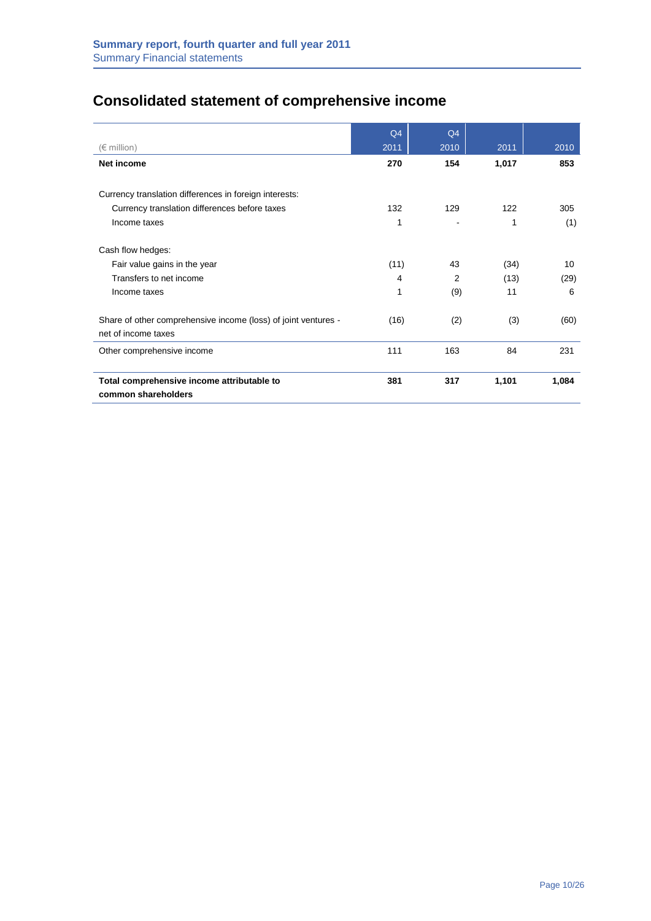# Consolidated statement of comprehensive income

| (€ million) | Q4 2011 | Q4 2010 | 2011 | 2010 |
|---|---|---|---|---|
| **Net income** | **270** | **154** | **1,017** | **853** |
| | | | | |
| Currency translation differences in foreign interests: | | | | |
| Currency translation differences before taxes | 132 | 129 | 122 | 305 |
| Income taxes | 1 | - | 1 | (1) |
| | | | | |
| Cash flow hedges: | | | | |
| Fair value gains in the year | (11) | 43 | (34) | 10 |
| Transfers to net income | 4 | 2 | (13) | (29) |
| Income taxes | 1 | (9) | 11 | 6 |
| | | | | |
| Share of other comprehensive income (loss) of joint ventures - net of income taxes | (16) | (2) | (3) | (60) |
| Other comprehensive income | 111 | 163 | 84 | 231 |
| | | | | |
| **Total comprehensive income attributable to common shareholders** | **381** | **317** | **1,101** | **1,084** |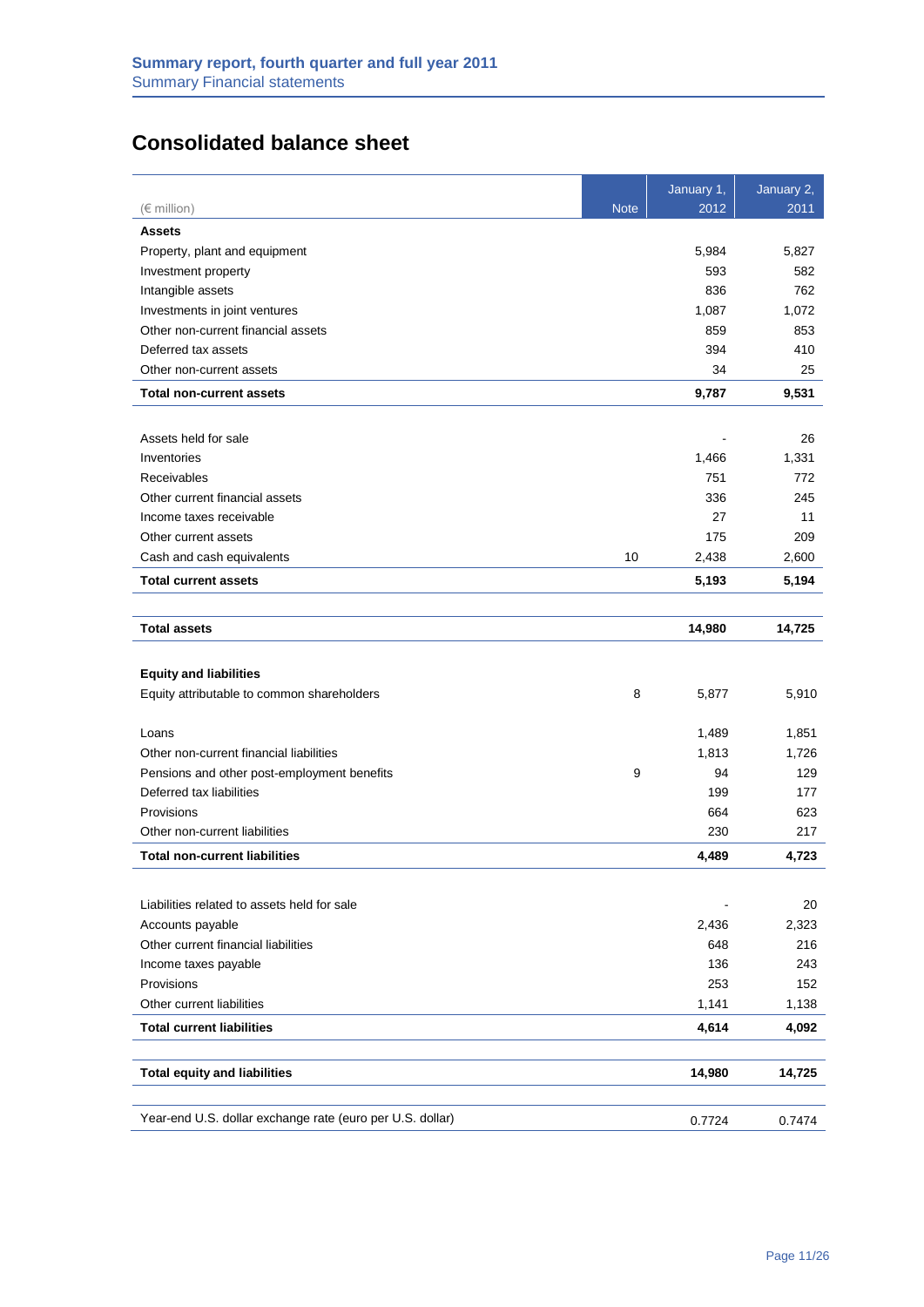# Summary report, fourth quarter and full year 2011

Summary Financial statements

## Consolidated balance sheet

| (€ million) | Note | January 1, 2012 | January 2, 2011 |
|---|---|---|---|
| **Assets** | | | |
| Property, plant and equipment | | 5,984 | 5,827 |
| Investment property | | 593 | 582 |
| Intangible assets | | 836 | 762 |
| Investments in joint ventures | | 1,087 | 1,072 |
| Other non-current financial assets | | 859 | 853 |
| Deferred tax assets | | 394 | 410 |
| Other non-current assets | | 34 | 25 |
| **Total non-current assets** | | **9,787** | **9,531** |
| | | | |
| Assets held for sale | | - | 26 |
| Inventories | | 1,466 | 1,331 |
| Receivables | | 751 | 772 |
| Other current financial assets | | 336 | 245 |
| Income taxes receivable | | 27 | 11 |
| Other current assets | | 175 | 209 |
| Cash and cash equivalents | 10 | 2,438 | 2,600 |
| **Total current assets** | | **5,193** | **5,194** |
| | | | |
| **Total assets** | | **14,980** | **14,725** |
| | | | |
| **Equity and liabilities** | | | |
| Equity attributable to common shareholders | 8 | 5,877 | 5,910 |
| | | | |
| Loans | | 1,489 | 1,851 |
| Other non-current financial liabilities | | 1,813 | 1,726 |
| Pensions and other post-employment benefits | 9 | 94 | 129 |
| Deferred tax liabilities | | 199 | 177 |
| Provisions | | 664 | 623 |
| Other non-current liabilities | | 230 | 217 |
| **Total non-current liabilities** | | **4,489** | **4,723** |
| | | | |
| Liabilities related to assets held for sale | | - | 20 |
| Accounts payable | | 2,436 | 2,323 |
| Other current financial liabilities | | 648 | 216 |
| Income taxes payable | | 136 | 243 |
| Provisions | | 253 | 152 |
| Other current liabilities | | 1,141 | 1,138 |
| **Total current liabilities** | | **4,614** | **4,092** |
| | | | |
| **Total equity and liabilities** | | **14,980** | **14,725** |
| | | | |
| Year-end U.S. dollar exchange rate (euro per U.S. dollar) | | 0.7724 | 0.7474 |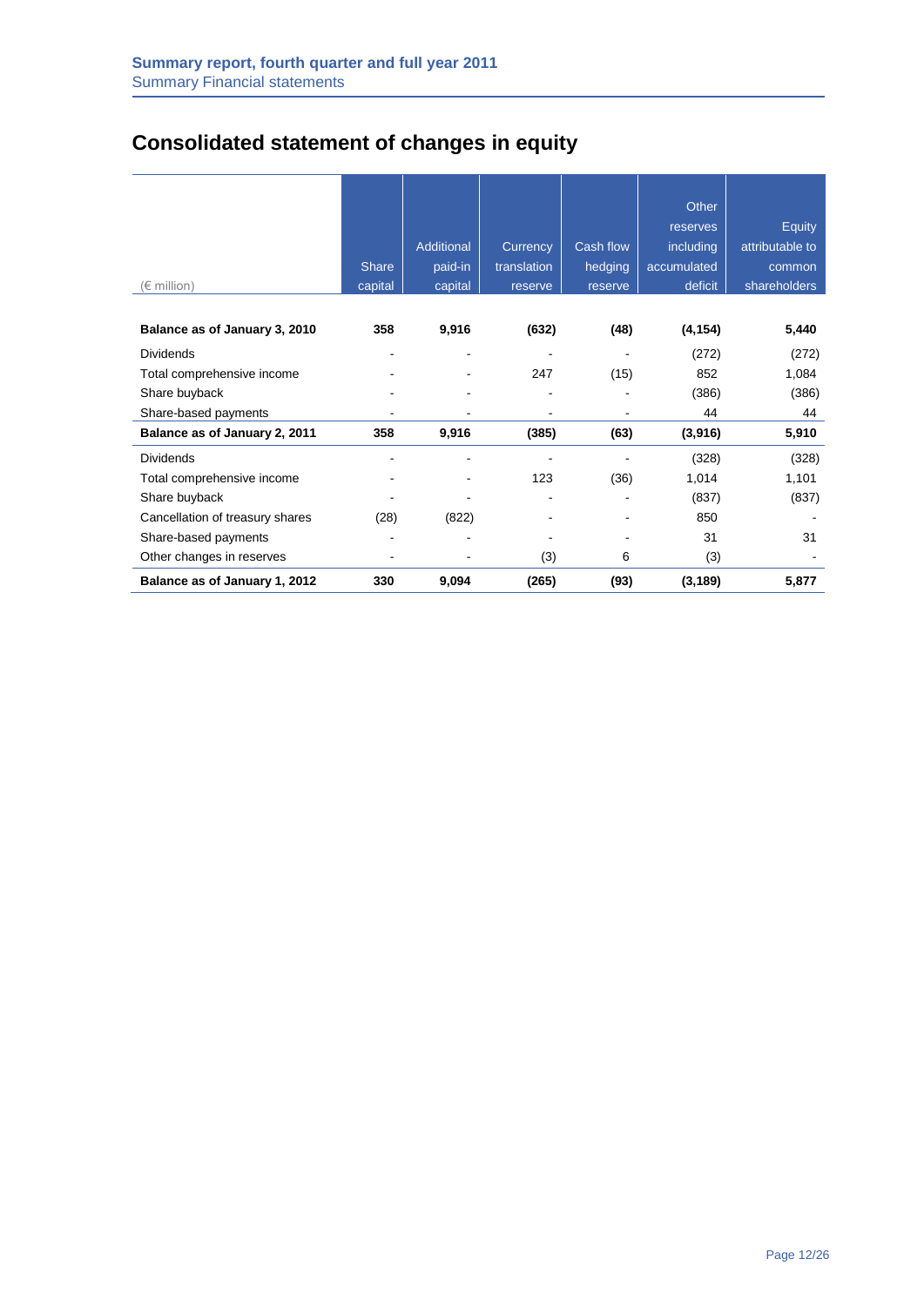# Consolidated statement of changes in equity

| (€ million) | Share capital | Additional paid-in capital | Currency translation reserve | Cash flow hedging reserve | Other reserves including accumulated deficit | Equity attributable to common shareholders |
|---|---|---|---|---|---|---|
| **Balance as of January 3, 2010** | **358** | **9,916** | **(632)** | **(48)** | **(4,154)** | **5,440** |
| Dividends | - | - | - | - | (272) | (272) |
| Total comprehensive income | - | - | 247 | (15) | 852 | 1,084 |
| Share buyback | - | - | - | - | (386) | (386) |
| Share-based payments | - | - | - | - | 44 | 44 |
| **Balance as of January 2, 2011** | **358** | **9,916** | **(385)** | **(63)** | **(3,916)** | **5,910** |
| Dividends | - | - | - | - | (328) | (328) |
| Total comprehensive income | - | - | 123 | (36) | 1,014 | 1,101 |
| Share buyback | - | - | - | - | (837) | (837) |
| Cancellation of treasury shares | (28) | (822) | - | - | 850 | - |
| Share-based payments | - | - | - | - | 31 | 31 |
| Other changes in reserves | - | - | (3) | 6 | (3) | - |
| **Balance as of January 1, 2012** | **330** | **9,094** | **(265)** | **(93)** | **(3,189)** | **5,877** |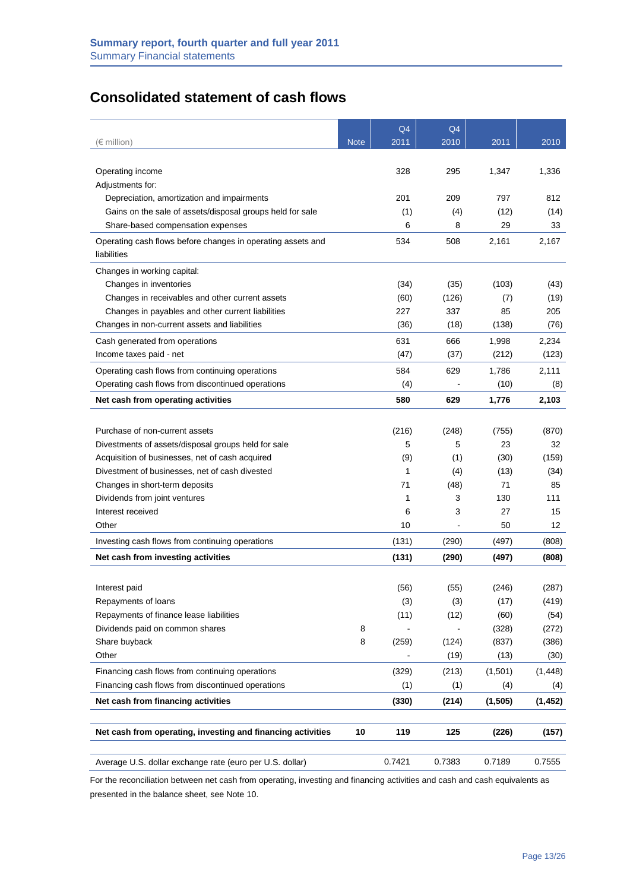# Consolidated statement of cash flows

| (€ million) | Note | Q4 2011 | Q4 2010 | 2011 | 2010 |
|---|---|---|---|---|---|
| Operating income | | 328 | 295 | 1,347 | 1,336 |
| Adjustments for: | | | | | |
| Depreciation, amortization and impairments | | 201 | 209 | 797 | 812 |
| Gains on the sale of assets/disposal groups held for sale | | (1) | (4) | (12) | (14) |
| Share-based compensation expenses | | 6 | 8 | 29 | 33 |
| Operating cash flows before changes in operating assets and liabilities | | 534 | 508 | 2,161 | 2,167 |
| Changes in working capital: | | | | | |
| Changes in inventories | | (34) | (35) | (103) | (43) |
| Changes in receivables and other current assets | | (60) | (126) | (7) | (19) |
| Changes in payables and other current liabilities | | 227 | 337 | 85 | 205 |
| Changes in non-current assets and liabilities | | (36) | (18) | (138) | (76) |
| Cash generated from operations | | 631 | 666 | 1,998 | 2,234 |
| Income taxes paid - net | | (47) | (37) | (212) | (123) |
| Operating cash flows from continuing operations | | 584 | 629 | 1,786 | 2,111 |
| Operating cash flows from discontinued operations | | (4) | - | (10) | (8) |
| **Net cash from operating activities** | | **580** | **629** | **1,776** | **2,103** |
| Purchase of non-current assets | | (216) | (248) | (755) | (870) |
| Divestments of assets/disposal groups held for sale | | 5 | 5 | 23 | 32 |
| Acquisition of businesses, net of cash acquired | | (9) | (1) | (30) | (159) |
| Divestment of businesses, net of cash divested | | 1 | (4) | (13) | (34) |
| Changes in short-term deposits | | 71 | (48) | 71 | 85 |
| Dividends from joint ventures | | 1 | 3 | 130 | 111 |
| Interest received | | 6 | 3 | 27 | 15 |
| Other | | 10 | - | 50 | 12 |
| Investing cash flows from continuing operations | | (131) | (290) | (497) | (808) |
| **Net cash from investing activities** | | **(131)** | **(290)** | **(497)** | **(808)** |
| Interest paid | | (56) | (55) | (246) | (287) |
| Repayments of loans | | (3) | (3) | (17) | (419) |
| Repayments of finance lease liabilities | | (11) | (12) | (60) | (54) |
| Dividends paid on common shares | 8 | - | - | (328) | (272) |
| Share buyback | 8 | (259) | (124) | (837) | (386) |
| Other | | - | (19) | (13) | (30) |
| Financing cash flows from continuing operations | | (329) | (213) | (1,501) | (1,448) |
| Financing cash flows from discontinued operations | | (1) | (1) | (4) | (4) |
| **Net cash from financing activities** | | **(330)** | **(214)** | **(1,505)** | **(1,452)** |
| **Net cash from operating, investing and financing activities** | **10** | **119** | **125** | **(226)** | **(157)** |
| Average U.S. dollar exchange rate (euro per U.S. dollar) | | 0.7421 | 0.7383 | 0.7189 | 0.7555 |

For the reconciliation between net cash from operating, investing and financing activities and cash and cash equivalents as presented in the balance sheet, see Note 10.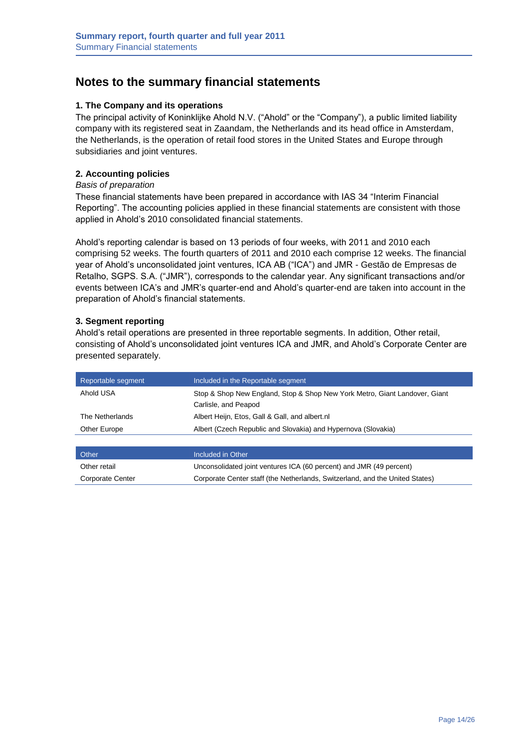# Notes to the summary financial statements

### 1. The Company and its operations

The principal activity of Koninklijke Ahold N.V. ("Ahold" or the "Company"), a public limited liability company with its registered seat in Zaandam, the Netherlands and its head office in Amsterdam, the Netherlands, is the operation of retail food stores in the United States and Europe through subsidiaries and joint ventures.

### 2. Accounting policies

*Basis of preparation*

These financial statements have been prepared in accordance with IAS 34 "Interim Financial Reporting". The accounting policies applied in these financial statements are consistent with those applied in Ahold's 2010 consolidated financial statements.

Ahold's reporting calendar is based on 13 periods of four weeks, with 2011 and 2010 each comprising 52 weeks. The fourth quarters of 2011 and 2010 each comprise 12 weeks. The financial year of Ahold's unconsolidated joint ventures, ICA AB ("ICA") and JMR - Gestão de Empresas de Retalho, SGPS. S.A. ("JMR"), corresponds to the calendar year. Any significant transactions and/or events between ICA's and JMR's quarter-end and Ahold's quarter-end are taken into account in the preparation of Ahold's financial statements.

### 3. Segment reporting

Ahold's retail operations are presented in three reportable segments. In addition, Other retail, consisting of Ahold's unconsolidated joint ventures ICA and JMR, and Ahold's Corporate Center are presented separately.

| Reportable segment | Included in the Reportable segment |
|---|---|
| Ahold USA | Stop & Shop New England, Stop & Shop New York Metro, Giant Landover, Giant Carlisle, and Peapod |
| The Netherlands | Albert Heijn, Etos, Gall & Gall, and albert.nl |
| Other Europe | Albert (Czech Republic and Slovakia) and Hypernova (Slovakia) |

| Other | Included in Other |
|---|---|
| Other retail | Unconsolidated joint ventures ICA (60 percent) and JMR (49 percent) |
| Corporate Center | Corporate Center staff (the Netherlands, Switzerland, and the United States) |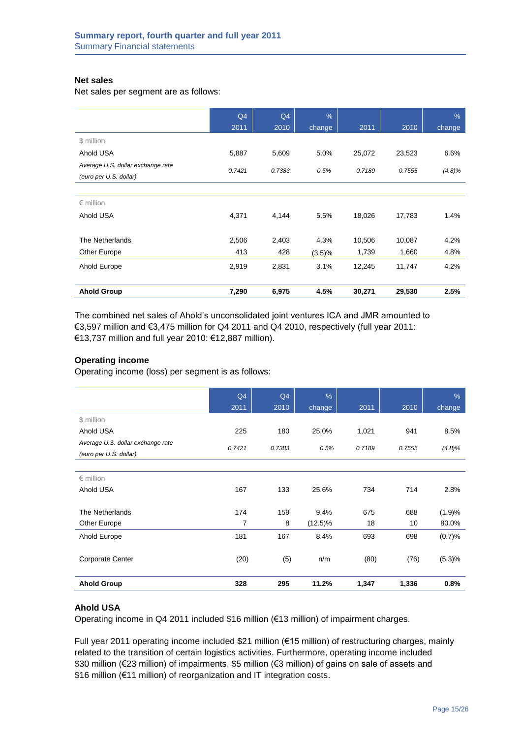**Net sales**

Net sales per segment are as follows:

| | Q4 2011 | Q4 2010 | % change | 2011 | 2010 | % change |
|---|---|---|---|---|---|---|
| $ million | | | | | | |
| Ahold USA | 5,887 | 5,609 | 5.0% | 25,072 | 23,523 | 6.6% |
| *Average U.S. dollar exchange rate (euro per U.S. dollar)* | *0.7421* | *0.7383* | *0.5%* | *0.7189* | *0.7555* | *(4.8)%* |
| € million | | | | | | |
| Ahold USA | 4,371 | 4,144 | 5.5% | 18,026 | 17,783 | 1.4% |
| The Netherlands | 2,506 | 2,403 | 4.3% | 10,506 | 10,087 | 4.2% |
| Other Europe | 413 | 428 | (3.5)% | 1,739 | 1,660 | 4.8% |
| Ahold Europe | 2,919 | 2,831 | 3.1% | 12,245 | 11,747 | 4.2% |
| **Ahold Group** | **7,290** | **6,975** | **4.5%** | **30,271** | **29,530** | **2.5%** |

The combined net sales of Ahold's unconsolidated joint ventures ICA and JMR amounted to €3,597 million and €3,475 million for Q4 2011 and Q4 2010, respectively (full year 2011: €13,737 million and full year 2010: €12,887 million).

**Operating income**

Operating income (loss) per segment is as follows:

| | Q4 2011 | Q4 2010 | % change | 2011 | 2010 | % change |
|---|---|---|---|---|---|---|
| $ million | | | | | | |
| Ahold USA | 225 | 180 | 25.0% | 1,021 | 941 | 8.5% |
| *Average U.S. dollar exchange rate (euro per U.S. dollar)* | *0.7421* | *0.7383* | *0.5%* | *0.7189* | *0.7555* | *(4.8)%* |
| € million | | | | | | |
| Ahold USA | 167 | 133 | 25.6% | 734 | 714 | 2.8% |
| The Netherlands | 174 | 159 | 9.4% | 675 | 688 | (1.9)% |
| Other Europe | 7 | 8 | (12.5)% | 18 | 10 | 80.0% |
| Ahold Europe | 181 | 167 | 8.4% | 693 | 698 | (0.7)% |
| Corporate Center | (20) | (5) | n/m | (80) | (76) | (5.3)% |
| **Ahold Group** | **328** | **295** | **11.2%** | **1,347** | **1,336** | **0.8%** |

**Ahold USA**

Operating income in Q4 2011 included $16 million (€13 million) of impairment charges.

Full year 2011 operating income included $21 million (€15 million) of restructuring charges, mainly related to the transition of certain logistics activities. Furthermore, operating income included $30 million (€23 million) of impairments, $5 million (€3 million) of gains on sale of assets and $16 million (€11 million) of reorganization and IT integration costs.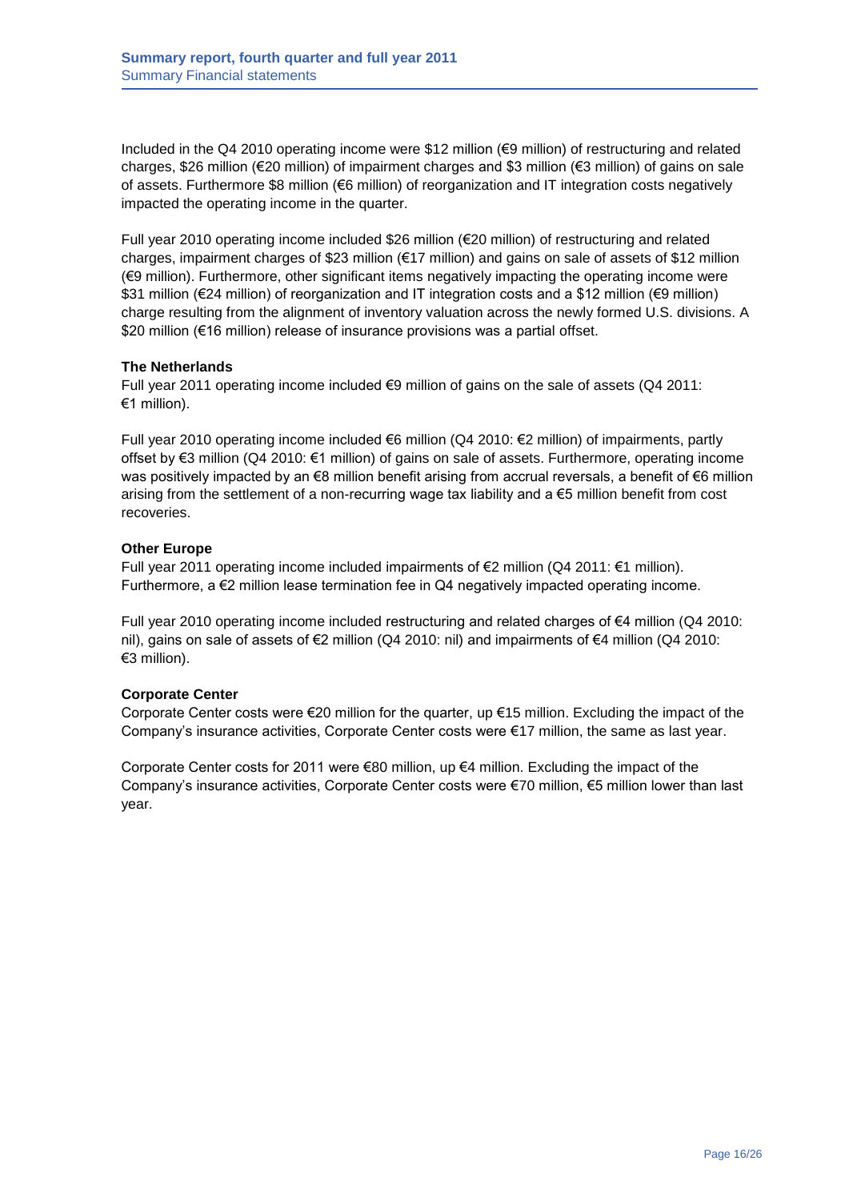Included in the Q4 2010 operating income were $12 million (€9 million) of restructuring and related charges, $26 million (€20 million) of impairment charges and $3 million (€3 million) of gains on sale of assets. Furthermore $8 million (€6 million) of reorganization and IT integration costs negatively impacted the operating income in the quarter.

Full year 2010 operating income included $26 million (€20 million) of restructuring and related charges, impairment charges of $23 million (€17 million) and gains on sale of assets of $12 million (€9 million). Furthermore, other significant items negatively impacting the operating income were $31 million (€24 million) of reorganization and IT integration costs and a $12 million (€9 million) charge resulting from the alignment of inventory valuation across the newly formed U.S. divisions. A $20 million (€16 million) release of insurance provisions was a partial offset.

**The Netherlands**

Full year 2011 operating income included €9 million of gains on the sale of assets (Q4 2011: €1 million).

Full year 2010 operating income included €6 million (Q4 2010: €2 million) of impairments, partly offset by €3 million (Q4 2010: €1 million) of gains on sale of assets. Furthermore, operating income was positively impacted by an €8 million benefit arising from accrual reversals, a benefit of €6 million arising from the settlement of a non-recurring wage tax liability and a €5 million benefit from cost recoveries.

**Other Europe**

Full year 2011 operating income included impairments of €2 million (Q4 2011: €1 million). Furthermore, a €2 million lease termination fee in Q4 negatively impacted operating income.

Full year 2010 operating income included restructuring and related charges of €4 million (Q4 2010: nil), gains on sale of assets of €2 million (Q4 2010: nil) and impairments of €4 million (Q4 2010: €3 million).

**Corporate Center**

Corporate Center costs were €20 million for the quarter, up €15 million. Excluding the impact of the Company's insurance activities, Corporate Center costs were €17 million, the same as last year.

Corporate Center costs for 2011 were €80 million, up €4 million. Excluding the impact of the Company's insurance activities, Corporate Center costs were €70 million, €5 million lower than last year.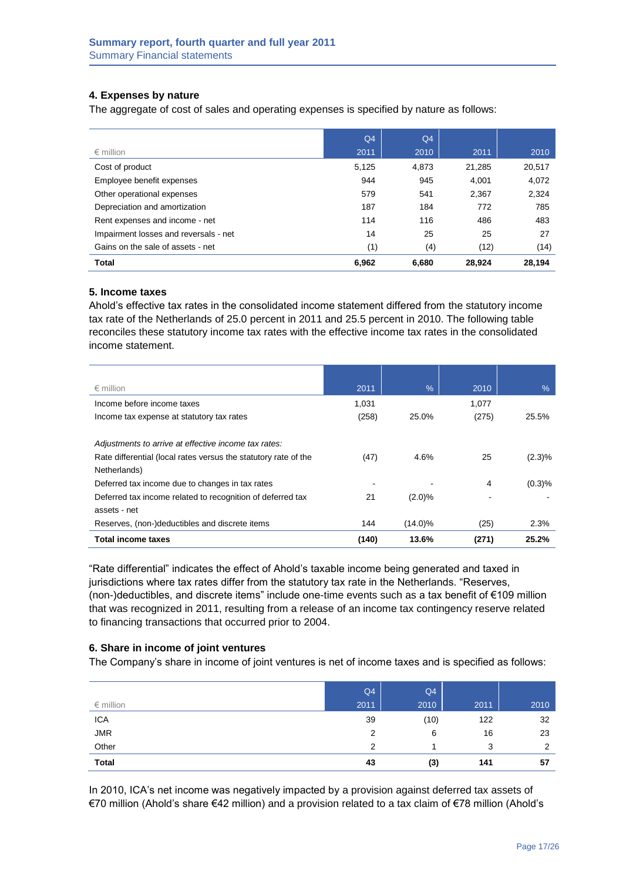### 4. Expenses by nature

The aggregate of cost of sales and operating expenses is specified by nature as follows:

| € million | Q4 2011 | Q4 2010 | 2011 | 2010 |
|---|---|---|---|---|
| Cost of product | 5,125 | 4,873 | 21,285 | 20,517 |
| Employee benefit expenses | 944 | 945 | 4,001 | 4,072 |
| Other operational expenses | 579 | 541 | 2,367 | 2,324 |
| Depreciation and amortization | 187 | 184 | 772 | 785 |
| Rent expenses and income - net | 114 | 116 | 486 | 483 |
| Impairment losses and reversals - net | 14 | 25 | 25 | 27 |
| Gains on the sale of assets - net | (1) | (4) | (12) | (14) |
| **Total** | **6,962** | **6,680** | **28,924** | **28,194** |

### 5. Income taxes

Ahold's effective tax rates in the consolidated income statement differed from the statutory income tax rate of the Netherlands of 25.0 percent in 2011 and 25.5 percent in 2010. The following table reconciles these statutory income tax rates with the effective income tax rates in the consolidated income statement.

| € million | 2011 | % | 2010 | % |
|---|---|---|---|---|
| Income before income taxes | 1,031 | | 1,077 | |
| Income tax expense at statutory tax rates | (258) | 25.0% | (275) | 25.5% |
| | | | | |
| *Adjustments to arrive at effective income tax rates:* | | | | |
| Rate differential (local rates versus the statutory rate of the Netherlands) | (47) | 4.6% | 25 | (2.3)% |
| Deferred tax income due to changes in tax rates | - | - | 4 | (0.3)% |
| Deferred tax income related to recognition of deferred tax assets - net | 21 | (2.0)% | - | - |
| Reserves, (non-)deductibles and discrete items | 144 | (14.0)% | (25) | 2.3% |
| **Total income taxes** | **(140)** | **13.6%** | **(271)** | **25.2%** |

"Rate differential" indicates the effect of Ahold's taxable income being generated and taxed in jurisdictions where tax rates differ from the statutory tax rate in the Netherlands. "Reserves, (non-)deductibles, and discrete items" include one-time events such as a tax benefit of €109 million that was recognized in 2011, resulting from a release of an income tax contingency reserve related to financing transactions that occurred prior to 2004.

### 6. Share in income of joint ventures

The Company's share in income of joint ventures is net of income taxes and is specified as follows:

| € million | Q4 2011 | Q4 2010 | 2011 | 2010 |
|---|---|---|---|---|
| ICA | 39 | (10) | 122 | 32 |
| JMR | 2 | 6 | 16 | 23 |
| Other | 2 | 1 | 3 | 2 |
| **Total** | **43** | **(3)** | **141** | **57** |

In 2010, ICA's net income was negatively impacted by a provision against deferred tax assets of €70 million (Ahold's share €42 million) and a provision related to a tax claim of €78 million (Ahold's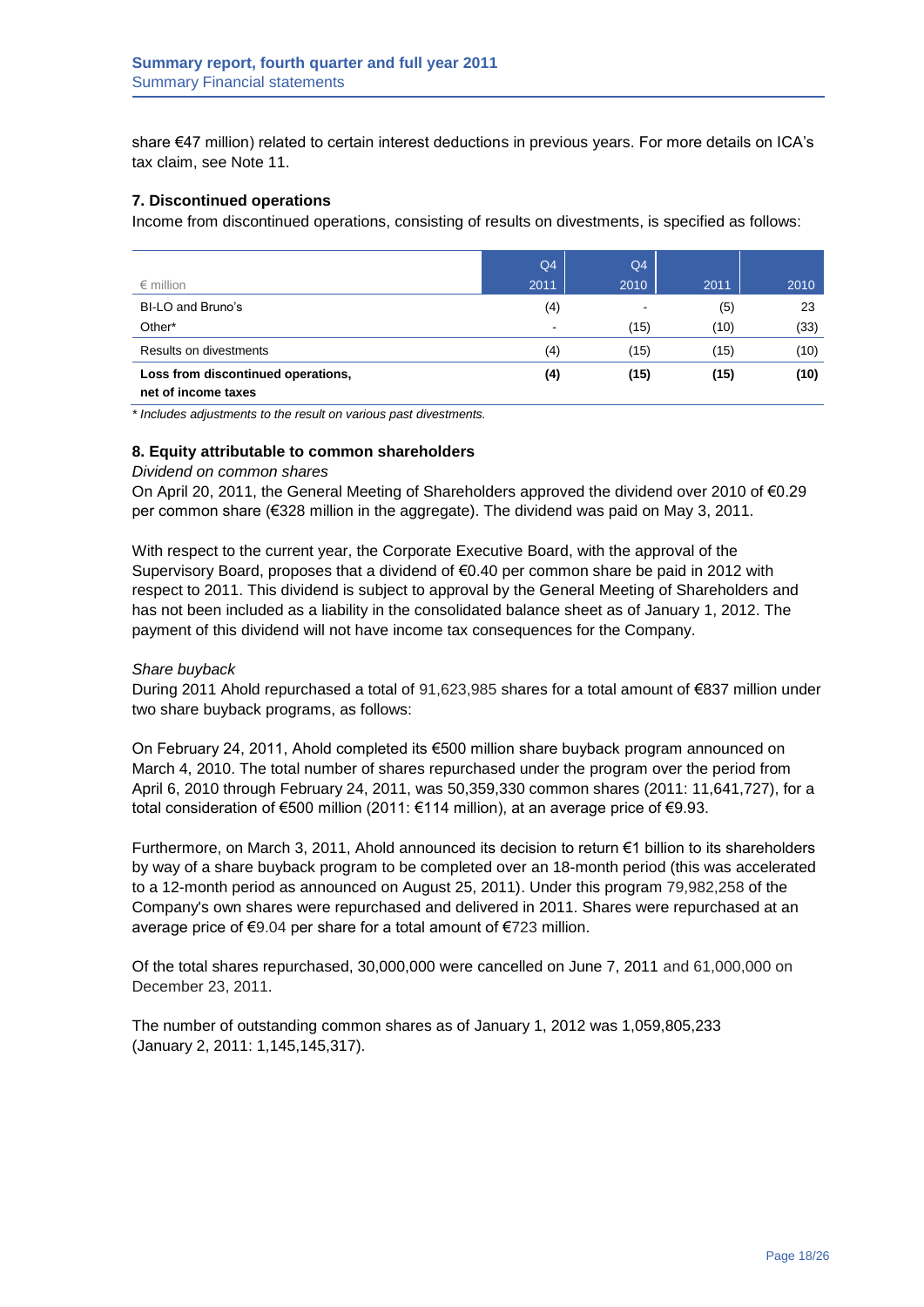share €47 million) related to certain interest deductions in previous years. For more details on ICA's tax claim, see Note 11.

### 7. Discontinued operations

Income from discontinued operations, consisting of results on divestments, is specified as follows:

| € million | Q4 2011 | Q4 2010 | 2011 | 2010 |
|---|---|---|---|---|
| BI-LO and Bruno's | (4) | - | (5) | 23 |
| Other* | - | (15) | (10) | (33) |
| Results on divestments | (4) | (15) | (15) | (10) |
| **Loss from discontinued operations, net of income taxes** | **(4)** | **(15)** | **(15)** | **(10)** |

*\* Includes adjustments to the result on various past divestments.*

### 8. Equity attributable to common shareholders

*Dividend on common shares*

On April 20, 2011, the General Meeting of Shareholders approved the dividend over 2010 of €0.29 per common share (€328 million in the aggregate). The dividend was paid on May 3, 2011.

With respect to the current year, the Corporate Executive Board, with the approval of the Supervisory Board, proposes that a dividend of €0.40 per common share be paid in 2012 with respect to 2011. This dividend is subject to approval by the General Meeting of Shareholders and has not been included as a liability in the consolidated balance sheet as of January 1, 2012. The payment of this dividend will not have income tax consequences for the Company.

*Share buyback*

During 2011 Ahold repurchased a total of 91,623,985 shares for a total amount of €837 million under two share buyback programs, as follows:

On February 24, 2011, Ahold completed its €500 million share buyback program announced on March 4, 2010. The total number of shares repurchased under the program over the period from April 6, 2010 through February 24, 2011, was 50,359,330 common shares (2011: 11,641,727), for a total consideration of €500 million (2011: €114 million), at an average price of €9.93.

Furthermore, on March 3, 2011, Ahold announced its decision to return €1 billion to its shareholders by way of a share buyback program to be completed over an 18-month period (this was accelerated to a 12-month period as announced on August 25, 2011). Under this program 79,982,258 of the Company's own shares were repurchased and delivered in 2011. Shares were repurchased at an average price of €9.04 per share for a total amount of €723 million.

Of the total shares repurchased, 30,000,000 were cancelled on June 7, 2011 and 61,000,000 on December 23, 2011.

The number of outstanding common shares as of January 1, 2012 was 1,059,805,233 (January 2, 2011: 1,145,145,317).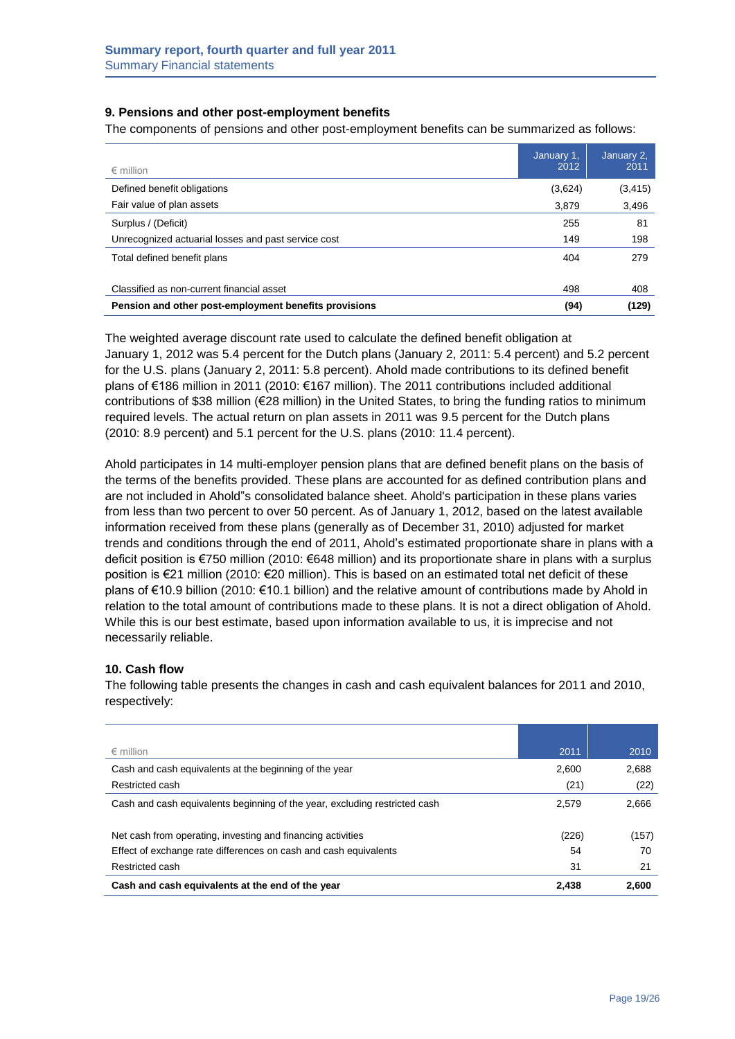## 9. Pensions and other post-employment benefits

The components of pensions and other post-employment benefits can be summarized as follows:

| € million | January 1, 2012 | January 2, 2011 |
|---|---|---|
| Defined benefit obligations | (3,624) | (3,415) |
| Fair value of plan assets | 3,879 | 3,496 |
| Surplus / (Deficit) | 255 | 81 |
| Unrecognized actuarial losses and past service cost | 149 | 198 |
| Total defined benefit plans | 404 | 279 |
| | | |
| Classified as non-current financial asset | 498 | 408 |
| **Pension and other post-employment benefits provisions** | **(94)** | **(129)** |

The weighted average discount rate used to calculate the defined benefit obligation at January 1, 2012 was 5.4 percent for the Dutch plans (January 2, 2011: 5.4 percent) and 5.2 percent for the U.S. plans (January 2, 2011: 5.8 percent). Ahold made contributions to its defined benefit plans of €186 million in 2011 (2010: €167 million). The 2011 contributions included additional contributions of $38 million (€28 million) in the United States, to bring the funding ratios to minimum required levels. The actual return on plan assets in 2011 was 9.5 percent for the Dutch plans (2010: 8.9 percent) and 5.1 percent for the U.S. plans (2010: 11.4 percent).

Ahold participates in 14 multi-employer pension plans that are defined benefit plans on the basis of the terms of the benefits provided. These plans are accounted for as defined contribution plans and are not included in Ahold"s consolidated balance sheet. Ahold's participation in these plans varies from less than two percent to over 50 percent. As of January 1, 2012, based on the latest available information received from these plans (generally as of December 31, 2010) adjusted for market trends and conditions through the end of 2011, Ahold's estimated proportionate share in plans with a deficit position is €750 million (2010: €648 million) and its proportionate share in plans with a surplus position is €21 million (2010: €20 million). This is based on an estimated total net deficit of these plans of €10.9 billion (2010: €10.1 billion) and the relative amount of contributions made by Ahold in relation to the total amount of contributions made to these plans. It is not a direct obligation of Ahold. While this is our best estimate, based upon information available to us, it is imprecise and not necessarily reliable.

## 10. Cash flow

The following table presents the changes in cash and cash equivalent balances for 2011 and 2010, respectively:

| € million | 2011 | 2010 |
|---|---|---|
| Cash and cash equivalents at the beginning of the year | 2,600 | 2,688 |
| Restricted cash | (21) | (22) |
| Cash and cash equivalents beginning of the year, excluding restricted cash | 2,579 | 2,666 |
| | | |
| Net cash from operating, investing and financing activities | (226) | (157) |
| Effect of exchange rate differences on cash and cash equivalents | 54 | 70 |
| Restricted cash | 31 | 21 |
| **Cash and cash equivalents at the end of the year** | **2,438** | **2,600** |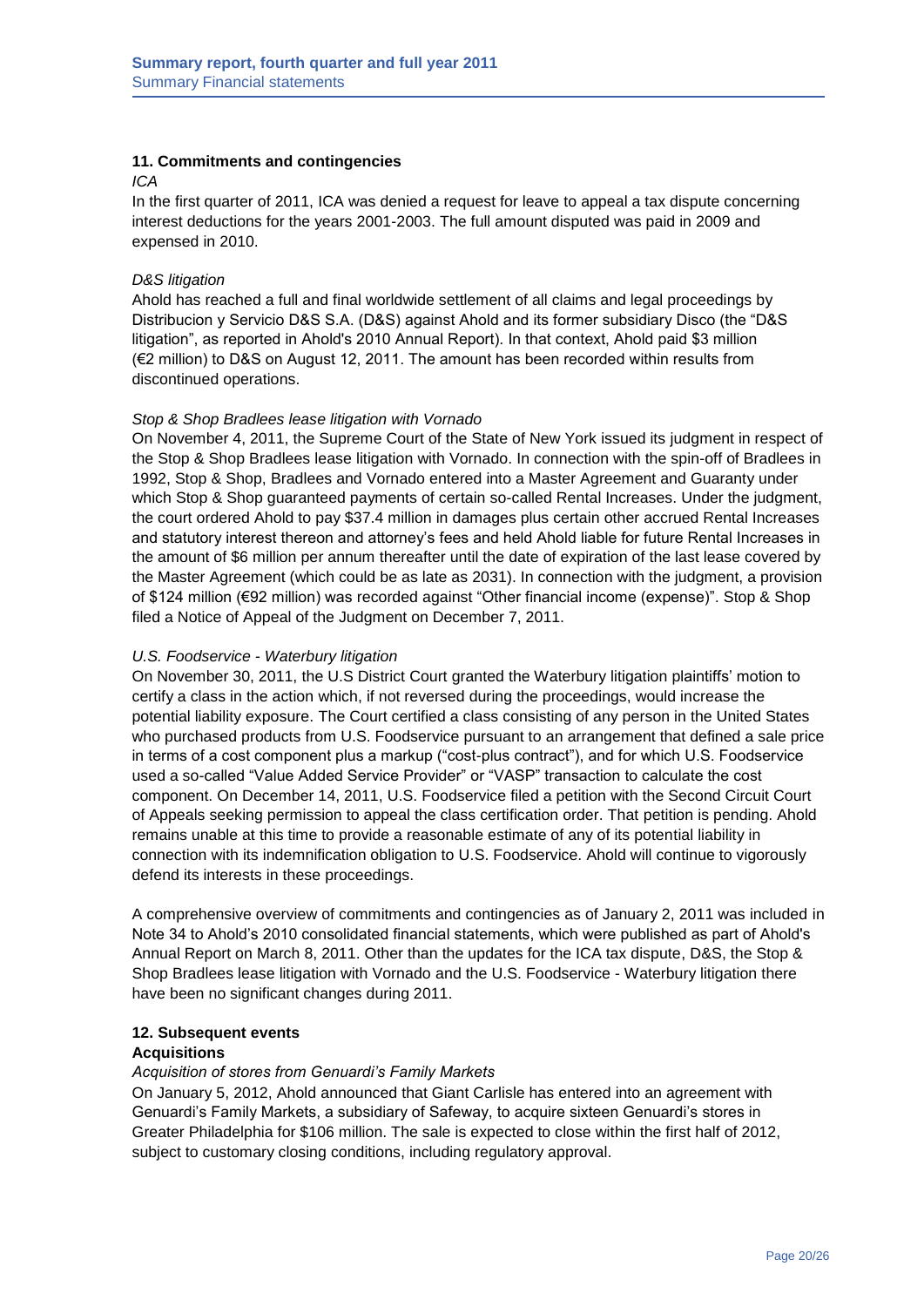## 11. Commitments and contingencies

*ICA*

In the first quarter of 2011, ICA was denied a request for leave to appeal a tax dispute concerning interest deductions for the years 2001-2003. The full amount disputed was paid in 2009 and expensed in 2010.

*D&S litigation*

Ahold has reached a full and final worldwide settlement of all claims and legal proceedings by Distribucion y Servicio D&S S.A. (D&S) against Ahold and its former subsidiary Disco (the "D&S litigation", as reported in Ahold's 2010 Annual Report). In that context, Ahold paid $3 million (€2 million) to D&S on August 12, 2011. The amount has been recorded within results from discontinued operations.

*Stop & Shop Bradlees lease litigation with Vornado*

On November 4, 2011, the Supreme Court of the State of New York issued its judgment in respect of the Stop & Shop Bradlees lease litigation with Vornado. In connection with the spin-off of Bradlees in 1992, Stop & Shop, Bradlees and Vornado entered into a Master Agreement and Guaranty under which Stop & Shop guaranteed payments of certain so-called Rental Increases. Under the judgment, the court ordered Ahold to pay $37.4 million in damages plus certain other accrued Rental Increases and statutory interest thereon and attorney's fees and held Ahold liable for future Rental Increases in the amount of $6 million per annum thereafter until the date of expiration of the last lease covered by the Master Agreement (which could be as late as 2031). In connection with the judgment, a provision of $124 million (€92 million) was recorded against "Other financial income (expense)". Stop & Shop filed a Notice of Appeal of the Judgment on December 7, 2011.

*U.S. Foodservice - Waterbury litigation*

On November 30, 2011, the U.S District Court granted the Waterbury litigation plaintiffs' motion to certify a class in the action which, if not reversed during the proceedings, would increase the potential liability exposure. The Court certified a class consisting of any person in the United States who purchased products from U.S. Foodservice pursuant to an arrangement that defined a sale price in terms of a cost component plus a markup ("cost-plus contract"), and for which U.S. Foodservice used a so-called "Value Added Service Provider" or "VASP" transaction to calculate the cost component. On December 14, 2011, U.S. Foodservice filed a petition with the Second Circuit Court of Appeals seeking permission to appeal the class certification order. That petition is pending. Ahold remains unable at this time to provide a reasonable estimate of any of its potential liability in connection with its indemnification obligation to U.S. Foodservice. Ahold will continue to vigorously defend its interests in these proceedings.

A comprehensive overview of commitments and contingencies as of January 2, 2011 was included in Note 34 to Ahold's 2010 consolidated financial statements, which were published as part of Ahold's Annual Report on March 8, 2011. Other than the updates for the ICA tax dispute, D&S, the Stop & Shop Bradlees lease litigation with Vornado and the U.S. Foodservice - Waterbury litigation there have been no significant changes during 2011.

## 12. Subsequent events

### Acquisitions

*Acquisition of stores from Genuardi's Family Markets*

On January 5, 2012, Ahold announced that Giant Carlisle has entered into an agreement with Genuardi's Family Markets, a subsidiary of Safeway, to acquire sixteen Genuardi's stores in Greater Philadelphia for $106 million. The sale is expected to close within the first half of 2012, subject to customary closing conditions, including regulatory approval.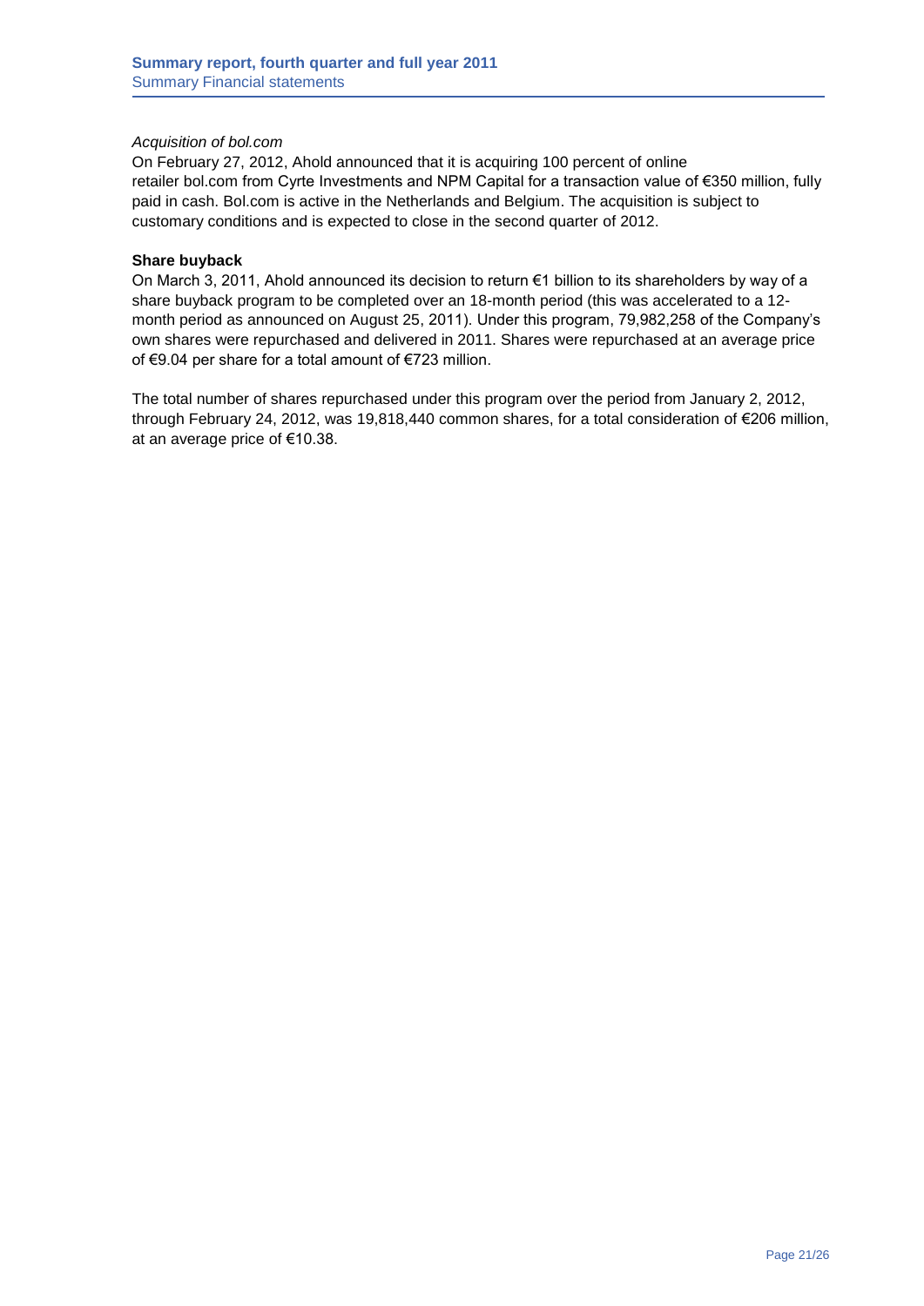*Acquisition of bol.com*

On February 27, 2012, Ahold announced that it is acquiring 100 percent of online retailer bol.com from Cyrte Investments and NPM Capital for a transaction value of €350 million, fully paid in cash. Bol.com is active in the Netherlands and Belgium. The acquisition is subject to customary conditions and is expected to close in the second quarter of 2012.

**Share buyback**

On March 3, 2011, Ahold announced its decision to return €1 billion to its shareholders by way of a share buyback program to be completed over an 18-month period (this was accelerated to a 12-month period as announced on August 25, 2011). Under this program, 79,982,258 of the Company's own shares were repurchased and delivered in 2011. Shares were repurchased at an average price of €9.04 per share for a total amount of €723 million.

The total number of shares repurchased under this program over the period from January 2, 2012, through February 24, 2012, was 19,818,440 common shares, for a total consideration of €206 million, at an average price of €10.38.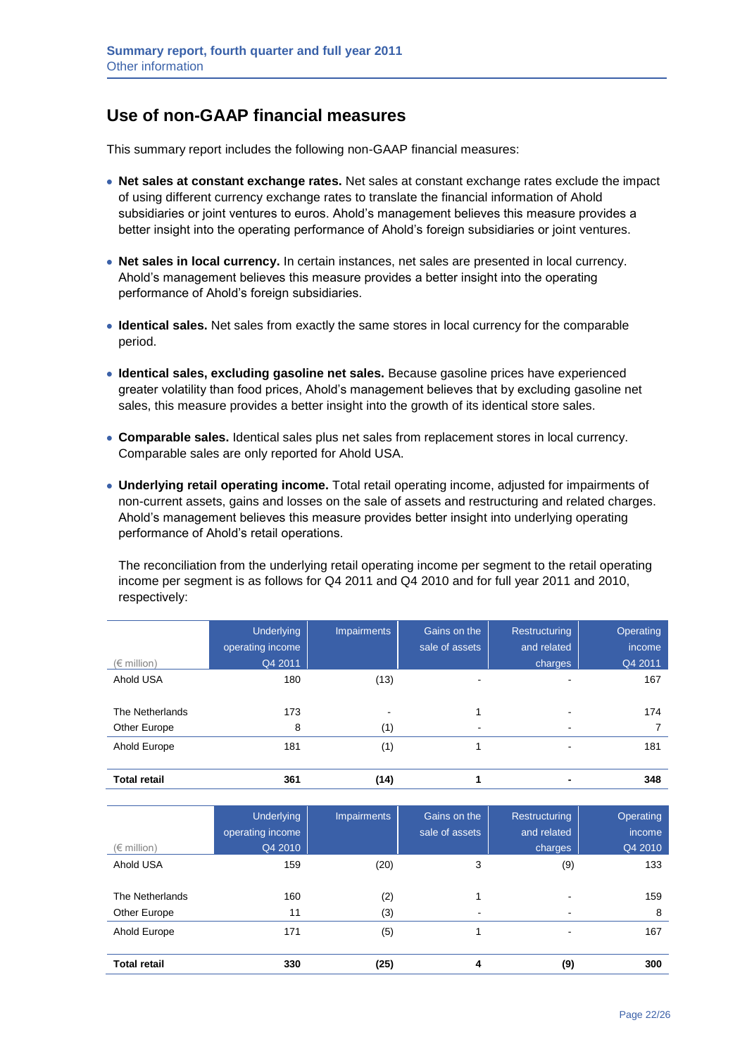## Use of non-GAAP financial measures

This summary report includes the following non-GAAP financial measures:

- **Net sales at constant exchange rates.** Net sales at constant exchange rates exclude the impact of using different currency exchange rates to translate the financial information of Ahold subsidiaries or joint ventures to euros. Ahold's management believes this measure provides a better insight into the operating performance of Ahold's foreign subsidiaries or joint ventures.

- **Net sales in local currency.** In certain instances, net sales are presented in local currency. Ahold's management believes this measure provides a better insight into the operating performance of Ahold's foreign subsidiaries.

- **Identical sales.** Net sales from exactly the same stores in local currency for the comparable period.

- **Identical sales, excluding gasoline net sales.** Because gasoline prices have experienced greater volatility than food prices, Ahold's management believes that by excluding gasoline net sales, this measure provides a better insight into the growth of its identical store sales.

- **Comparable sales.** Identical sales plus net sales from replacement stores in local currency. Comparable sales are only reported for Ahold USA.

- **Underlying retail operating income.** Total retail operating income, adjusted for impairments of non-current assets, gains and losses on the sale of assets and restructuring and related charges. Ahold's management believes this measure provides better insight into underlying operating performance of Ahold's retail operations.

  The reconciliation from the underlying retail operating income per segment to the retail operating income per segment is as follows for Q4 2011 and Q4 2010 and for full year 2011 and 2010, respectively:

| (€ million) | Underlying operating income Q4 2011 | Impairments | Gains on the sale of assets | Restructuring and related charges | Operating income Q4 2011 |
|---|---|---|---|---|---|
| Ahold USA | 180 | (13) | - | - | 167 |
| The Netherlands | 173 | - | 1 | - | 174 |
| Other Europe | 8 | (1) | - | - | 7 |
| Ahold Europe | 181 | (1) | 1 | - | 181 |
| **Total retail** | **361** | **(14)** | **1** | **-** | **348** |

| (€ million) | Underlying operating income Q4 2010 | Impairments | Gains on the sale of assets | Restructuring and related charges | Operating income Q4 2010 |
|---|---|---|---|---|---|
| Ahold USA | 159 | (20) | 3 | (9) | 133 |
| The Netherlands | 160 | (2) | 1 | - | 159 |
| Other Europe | 11 | (3) | - | - | 8 |
| Ahold Europe | 171 | (5) | 1 | - | 167 |
| **Total retail** | **330** | **(25)** | **4** | **(9)** | **300** |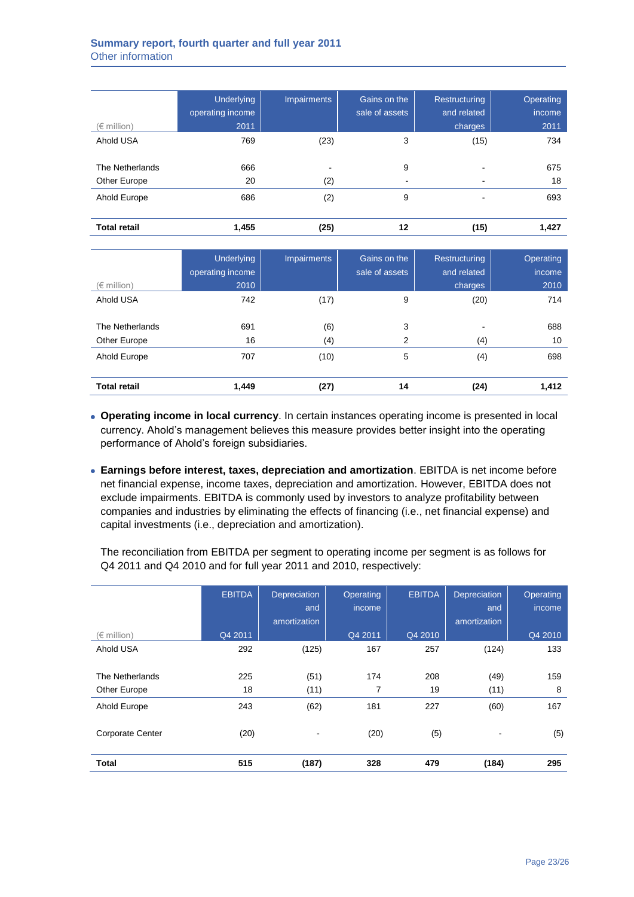| (€ million) | Underlying operating income 2011 | Impairments | Gains on the sale of assets | Restructuring and related charges | Operating income 2011 |
|---|---|---|---|---|---|
| Ahold USA | 769 | (23) | 3 | (15) | 734 |
| The Netherlands | 666 | - | 9 | - | 675 |
| Other Europe | 20 | (2) | - | - | 18 |
| Ahold Europe | 686 | (2) | 9 | - | 693 |
| **Total retail** | **1,455** | **(25)** | **12** | **(15)** | **1,427** |

| (€ million) | Underlying operating income 2010 | Impairments | Gains on the sale of assets | Restructuring and related charges | Operating income 2010 |
|---|---|---|---|---|---|
| Ahold USA | 742 | (17) | 9 | (20) | 714 |
| The Netherlands | 691 | (6) | 3 | - | 688 |
| Other Europe | 16 | (4) | 2 | (4) | 10 |
| Ahold Europe | 707 | (10) | 5 | (4) | 698 |
| **Total retail** | **1,449** | **(27)** | **14** | **(24)** | **1,412** |

- **Operating income in local currency**. In certain instances operating income is presented in local currency. Ahold's management believes this measure provides better insight into the operating performance of Ahold's foreign subsidiaries.

- **Earnings before interest, taxes, depreciation and amortization**. EBITDA is net income before net financial expense, income taxes, depreciation and amortization. However, EBITDA does not exclude impairments. EBITDA is commonly used by investors to analyze profitability between companies and industries by eliminating the effects of financing (i.e., net financial expense) and capital investments (i.e., depreciation and amortization).

  The reconciliation from EBITDA per segment to operating income per segment is as follows for Q4 2011 and Q4 2010 and for full year 2011 and 2010, respectively:

| (€ million) | EBITDA Q4 2011 | Depreciation and amortization | Operating income Q4 2011 | EBITDA Q4 2010 | Depreciation and amortization | Operating income Q4 2010 |
|---|---|---|---|---|---|---|
| Ahold USA | 292 | (125) | 167 | 257 | (124) | 133 |
| The Netherlands | 225 | (51) | 174 | 208 | (49) | 159 |
| Other Europe | 18 | (11) | 7 | 19 | (11) | 8 |
| Ahold Europe | 243 | (62) | 181 | 227 | (60) | 167 |
| Corporate Center | (20) | - | (20) | (5) | - | (5) |
| **Total** | **515** | **(187)** | **328** | **479** | **(184)** | **295** |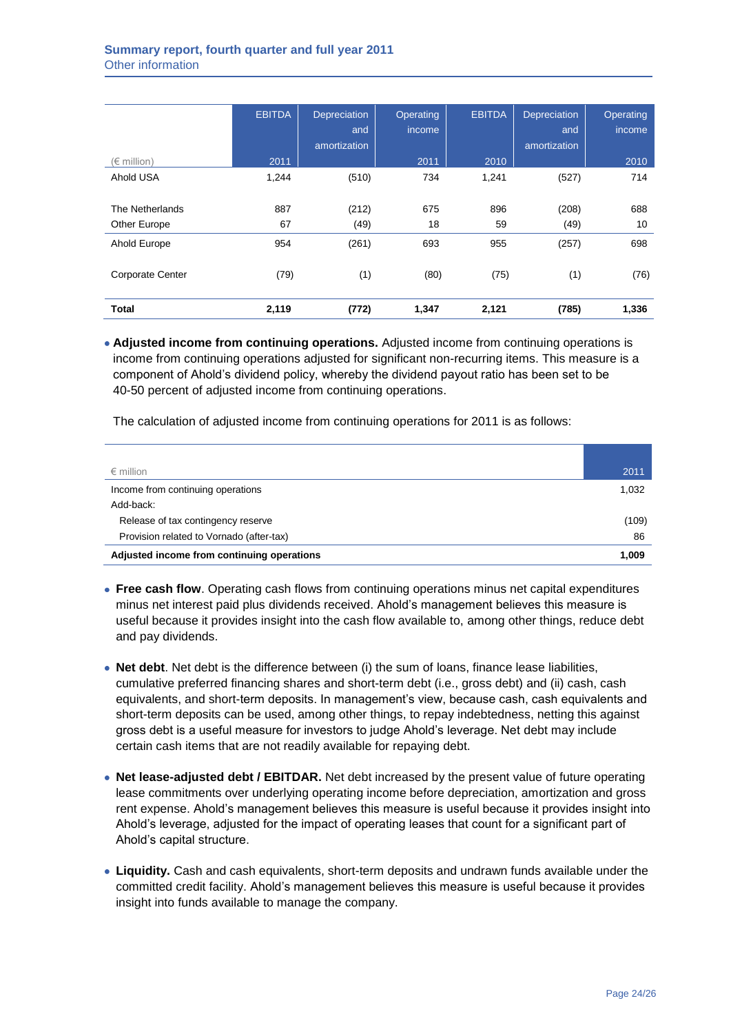| (€ million) | EBITDA 2011 | Depreciation and amortization | Operating income 2011 | EBITDA 2010 | Depreciation and amortization | Operating income 2010 |
|---|---|---|---|---|---|---|
| Ahold USA | 1,244 | (510) | 734 | 1,241 | (527) | 714 |
| The Netherlands | 887 | (212) | 675 | 896 | (208) | 688 |
| Other Europe | 67 | (49) | 18 | 59 | (49) | 10 |
| Ahold Europe | 954 | (261) | 693 | 955 | (257) | 698 |
| Corporate Center | (79) | (1) | (80) | (75) | (1) | (76) |
| **Total** | **2,119** | **(772)** | **1,347** | **2,121** | **(785)** | **1,336** |

- **Adjusted income from continuing operations.** Adjusted income from continuing operations is income from continuing operations adjusted for significant non-recurring items. This measure is a component of Ahold's dividend policy, whereby the dividend payout ratio has been set to be 40-50 percent of adjusted income from continuing operations.

  The calculation of adjusted income from continuing operations for 2011 is as follows:

| € million | 2011 |
|---|---|
| Income from continuing operations | 1,032 |
| Add-back: | |
| Release of tax contingency reserve | (109) |
| Provision related to Vornado (after-tax) | 86 |
| **Adjusted income from continuing operations** | **1,009** |

- **Free cash flow**. Operating cash flows from continuing operations minus net capital expenditures minus net interest paid plus dividends received. Ahold's management believes this measure is useful because it provides insight into the cash flow available to, among other things, reduce debt and pay dividends.

- **Net debt**. Net debt is the difference between (i) the sum of loans, finance lease liabilities, cumulative preferred financing shares and short-term debt (i.e., gross debt) and (ii) cash, cash equivalents, and short-term deposits. In management's view, because cash, cash equivalents and short-term deposits can be used, among other things, to repay indebtedness, netting this against gross debt is a useful measure for investors to judge Ahold's leverage. Net debt may include certain cash items that are not readily available for repaying debt.

- **Net lease-adjusted debt / EBITDAR.** Net debt increased by the present value of future operating lease commitments over underlying operating income before depreciation, amortization and gross rent expense. Ahold's management believes this measure is useful because it provides insight into Ahold's leverage, adjusted for the impact of operating leases that count for a significant part of Ahold's capital structure.

- **Liquidity.** Cash and cash equivalents, short-term deposits and undrawn funds available under the committed credit facility. Ahold's management believes this measure is useful because it provides insight into funds available to manage the company.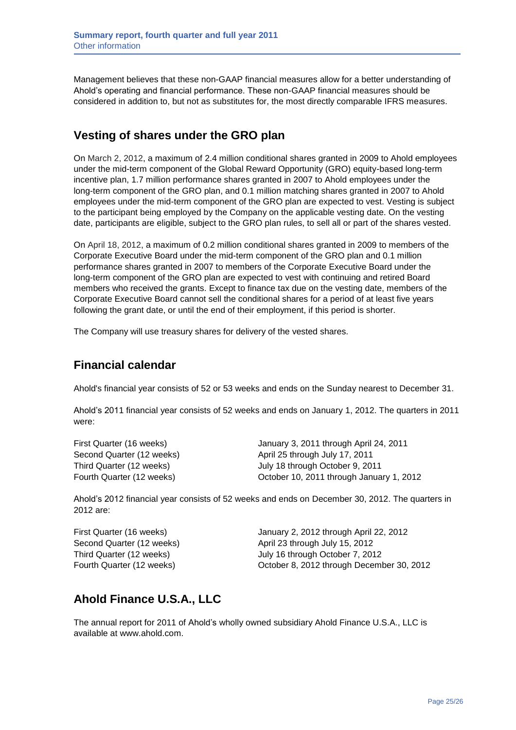Management believes that these non-GAAP financial measures allow for a better understanding of Ahold's operating and financial performance. These non-GAAP financial measures should be considered in addition to, but not as substitutes for, the most directly comparable IFRS measures.

## Vesting of shares under the GRO plan

On March 2, 2012, a maximum of 2.4 million conditional shares granted in 2009 to Ahold employees under the mid-term component of the Global Reward Opportunity (GRO) equity-based long-term incentive plan, 1.7 million performance shares granted in 2007 to Ahold employees under the long-term component of the GRO plan, and 0.1 million matching shares granted in 2007 to Ahold employees under the mid-term component of the GRO plan are expected to vest. Vesting is subject to the participant being employed by the Company on the applicable vesting date. On the vesting date, participants are eligible, subject to the GRO plan rules, to sell all or part of the shares vested.

On April 18, 2012, a maximum of 0.2 million conditional shares granted in 2009 to members of the Corporate Executive Board under the mid-term component of the GRO plan and 0.1 million performance shares granted in 2007 to members of the Corporate Executive Board under the long-term component of the GRO plan are expected to vest with continuing and retired Board members who received the grants. Except to finance tax due on the vesting date, members of the Corporate Executive Board cannot sell the conditional shares for a period of at least five years following the grant date, or until the end of their employment, if this period is shorter.

The Company will use treasury shares for delivery of the vested shares.

## Financial calendar

Ahold's financial year consists of 52 or 53 weeks and ends on the Sunday nearest to December 31.

Ahold's 2011 financial year consists of 52 weeks and ends on January 1, 2012. The quarters in 2011 were:

| | |
|---|---|
| First Quarter (16 weeks) | January 3, 2011 through April 24, 2011 |
| Second Quarter (12 weeks) | April 25 through July 17, 2011 |
| Third Quarter (12 weeks) | July 18 through October 9, 2011 |
| Fourth Quarter (12 weeks) | October 10, 2011 through January 1, 2012 |

Ahold's 2012 financial year consists of 52 weeks and ends on December 30, 2012. The quarters in 2012 are:

| | |
|---|---|
| First Quarter (16 weeks) | January 2, 2012 through April 22, 2012 |
| Second Quarter (12 weeks) | April 23 through July 15, 2012 |
| Third Quarter (12 weeks) | July 16 through October 7, 2012 |
| Fourth Quarter (12 weeks) | October 8, 2012 through December 30, 2012 |

## Ahold Finance U.S.A., LLC

The annual report for 2011 of Ahold's wholly owned subsidiary Ahold Finance U.S.A., LLC is available at www.ahold.com.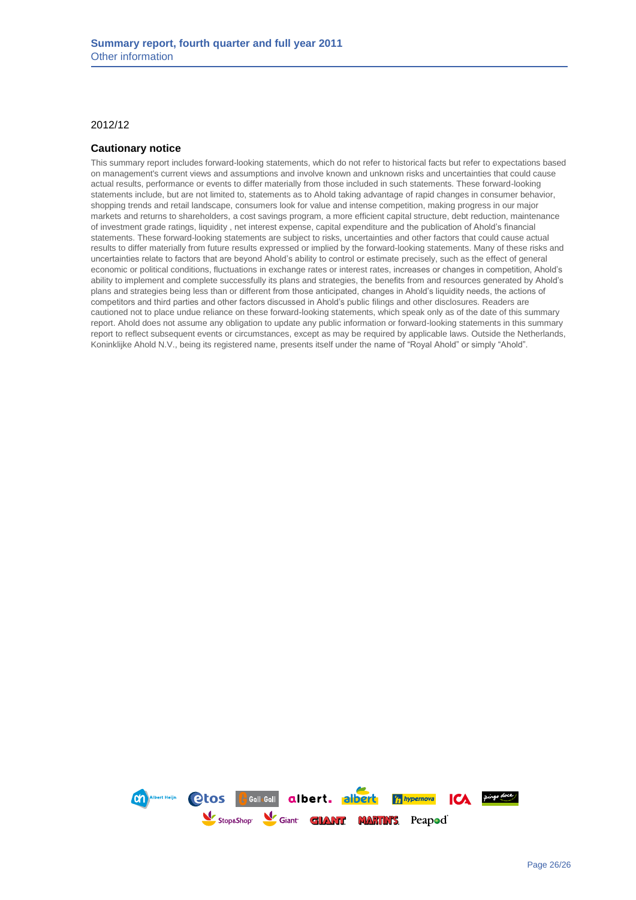2012/12

### Cautionary notice

This summary report includes forward-looking statements, which do not refer to historical facts but refer to expectations based on management's current views and assumptions and involve known and unknown risks and uncertainties that could cause actual results, performance or events to differ materially from those included in such statements. These forward-looking statements include, but are not limited to, statements as to Ahold taking advantage of rapid changes in consumer behavior, shopping trends and retail landscape, consumers look for value and intense competition, making progress in our major markets and returns to shareholders, a cost savings program, a more efficient capital structure, debt reduction, maintenance of investment grade ratings, liquidity , net interest expense, capital expenditure and the publication of Ahold's financial statements. These forward-looking statements are subject to risks, uncertainties and other factors that could cause actual results to differ materially from future results expressed or implied by the forward-looking statements. Many of these risks and uncertainties relate to factors that are beyond Ahold's ability to control or estimate precisely, such as the effect of general economic or political conditions, fluctuations in exchange rates or interest rates, increases or changes in competition, Ahold's ability to implement and complete successfully its plans and strategies, the benefits from and resources generated by Ahold's plans and strategies being less than or different from those anticipated, changes in Ahold's liquidity needs, the actions of competitors and third parties and other factors discussed in Ahold's public filings and other disclosures. Readers are cautioned not to place undue reliance on these forward-looking statements, which speak only as of the date of this summary report. Ahold does not assume any obligation to update any public information or forward-looking statements in this summary report to reflect subsequent events or circumstances, except as may be required by applicable laws. Outside the Netherlands, Koninklijke Ahold N.V., being its registered name, presents itself under the name of "Royal Ahold" or simply "Ahold".